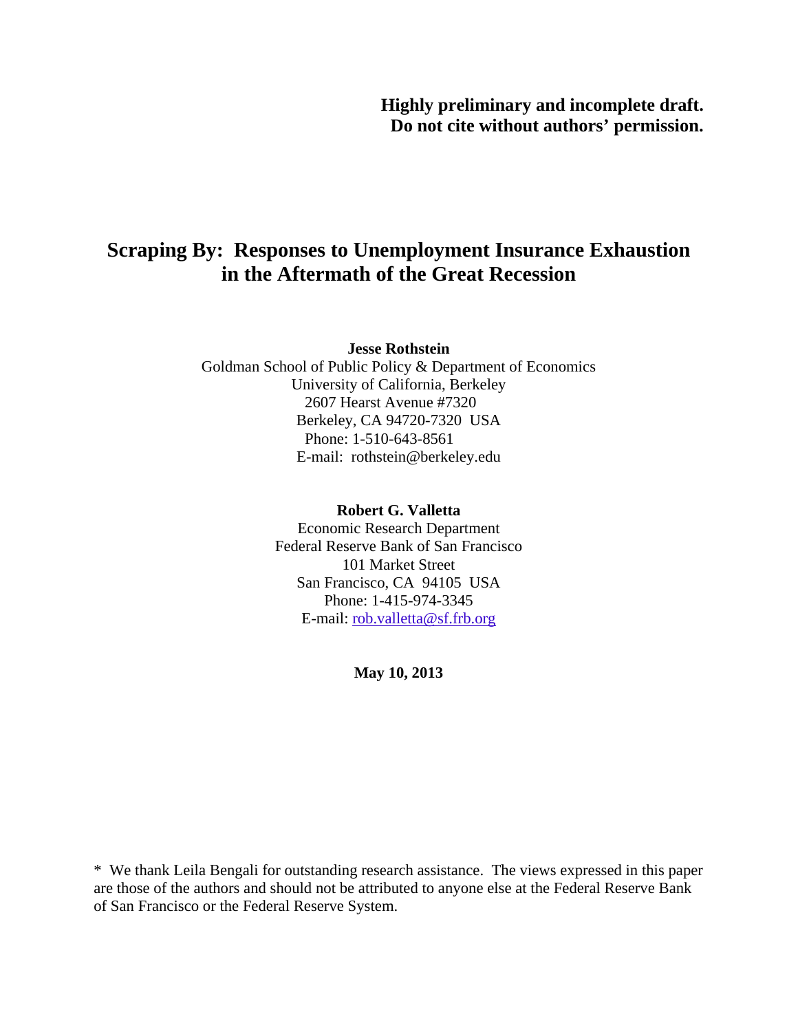**Highly preliminary and incomplete draft.**
**Do not cite without authors' permission.**

# Scraping By: Responses to Unemployment Insurance Exhaustion in the Aftermath of the Great Recession

**Jesse Rothstein**

Goldman School of Public Policy & Department of Economics
University of California, Berkeley
2607 Hearst Avenue #7320
Berkeley, CA 94720-7320 USA
Phone: 1-510-643-8561
E-mail: rothstein@berkeley.edu

**Robert G. Valletta**

Economic Research Department
Federal Reserve Bank of San Francisco
101 Market Street
San Francisco, CA 94105 USA
Phone: 1-415-974-3345
E-mail: rob.valletta@sf.frb.org

**May 10, 2013**

* We thank Leila Bengali for outstanding research assistance. The views expressed in this paper are those of the authors and should not be attributed to anyone else at the Federal Reserve Bank of San Francisco or the Federal Reserve System.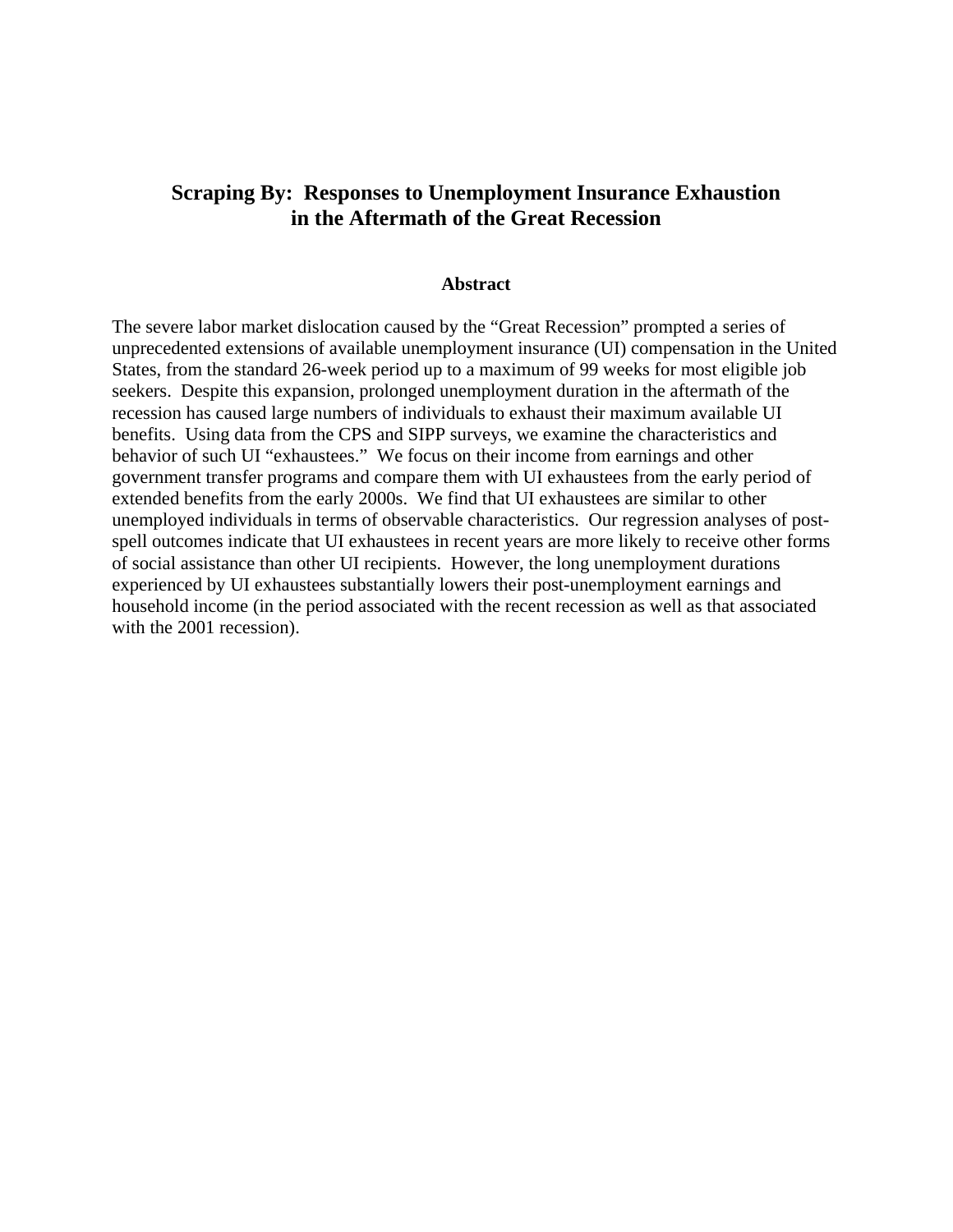# Scraping By: Responses to Unemployment Insurance Exhaustion in the Aftermath of the Great Recession

## Abstract

The severe labor market dislocation caused by the "Great Recession" prompted a series of unprecedented extensions of available unemployment insurance (UI) compensation in the United States, from the standard 26-week period up to a maximum of 99 weeks for most eligible job seekers. Despite this expansion, prolonged unemployment duration in the aftermath of the recession has caused large numbers of individuals to exhaust their maximum available UI benefits. Using data from the CPS and SIPP surveys, we examine the characteristics and behavior of such UI "exhaustees." We focus on their income from earnings and other government transfer programs and compare them with UI exhaustees from the early period of extended benefits from the early 2000s. We find that UI exhaustees are similar to other unemployed individuals in terms of observable characteristics. Our regression analyses of post-spell outcomes indicate that UI exhaustees in recent years are more likely to receive other forms of social assistance than other UI recipients. However, the long unemployment durations experienced by UI exhaustees substantially lowers their post-unemployment earnings and household income (in the period associated with the recent recession as well as that associated with the 2001 recession).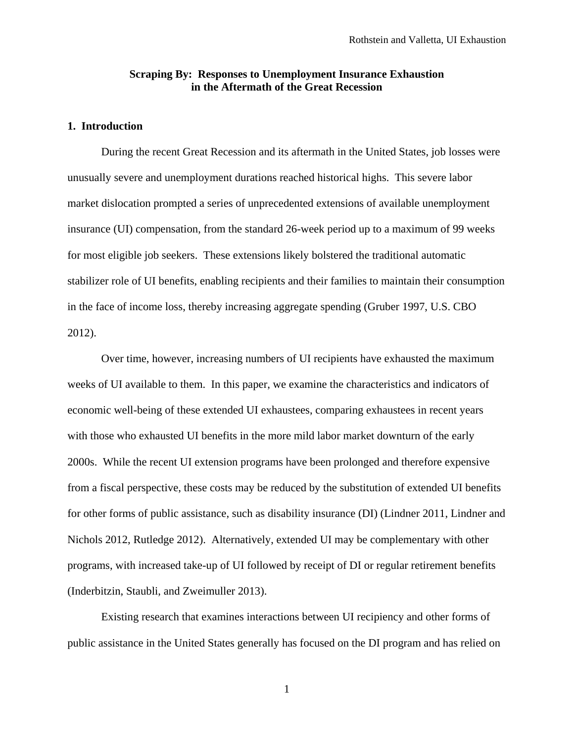**Scraping By: Responses to Unemployment Insurance Exhaustion in the Aftermath of the Great Recession**

## 1. Introduction

During the recent Great Recession and its aftermath in the United States, job losses were unusually severe and unemployment durations reached historical highs. This severe labor market dislocation prompted a series of unprecedented extensions of available unemployment insurance (UI) compensation, from the standard 26-week period up to a maximum of 99 weeks for most eligible job seekers. These extensions likely bolstered the traditional automatic stabilizer role of UI benefits, enabling recipients and their families to maintain their consumption in the face of income loss, thereby increasing aggregate spending (Gruber 1997, U.S. CBO 2012).

Over time, however, increasing numbers of UI recipients have exhausted the maximum weeks of UI available to them. In this paper, we examine the characteristics and indicators of economic well-being of these extended UI exhaustees, comparing exhaustees in recent years with those who exhausted UI benefits in the more mild labor market downturn of the early 2000s. While the recent UI extension programs have been prolonged and therefore expensive from a fiscal perspective, these costs may be reduced by the substitution of extended UI benefits for other forms of public assistance, such as disability insurance (DI) (Lindner 2011, Lindner and Nichols 2012, Rutledge 2012). Alternatively, extended UI may be complementary with other programs, with increased take-up of UI followed by receipt of DI or regular retirement benefits (Inderbitzin, Staubli, and Zweimuller 2013).

Existing research that examines interactions between UI recipiency and other forms of public assistance in the United States generally has focused on the DI program and has relied on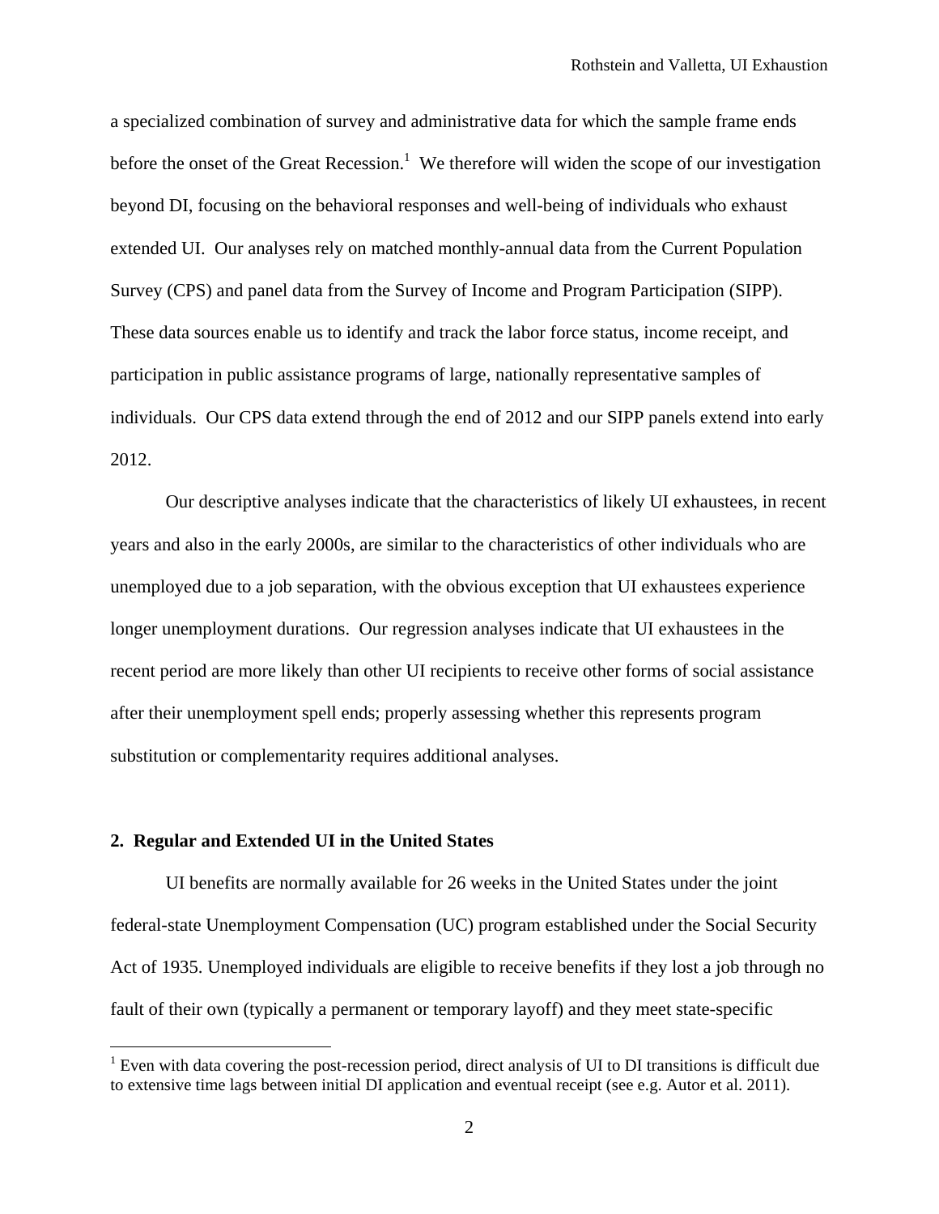a specialized combination of survey and administrative data for which the sample frame ends before the onset of the Great Recession.[1] We therefore will widen the scope of our investigation beyond DI, focusing on the behavioral responses and well-being of individuals who exhaust extended UI. Our analyses rely on matched monthly-annual data from the Current Population Survey (CPS) and panel data from the Survey of Income and Program Participation (SIPP). These data sources enable us to identify and track the labor force status, income receipt, and participation in public assistance programs of large, nationally representative samples of individuals. Our CPS data extend through the end of 2012 and our SIPP panels extend into early 2012.

Our descriptive analyses indicate that the characteristics of likely UI exhaustees, in recent years and also in the early 2000s, are similar to the characteristics of other individuals who are unemployed due to a job separation, with the obvious exception that UI exhaustees experience longer unemployment durations. Our regression analyses indicate that UI exhaustees in the recent period are more likely than other UI recipients to receive other forms of social assistance after their unemployment spell ends; properly assessing whether this represents program substitution or complementarity requires additional analyses.

## 2. Regular and Extended UI in the United States

UI benefits are normally available for 26 weeks in the United States under the joint federal-state Unemployment Compensation (UC) program established under the Social Security Act of 1935. Unemployed individuals are eligible to receive benefits if they lost a job through no fault of their own (typically a permanent or temporary layoff) and they meet state-specific

[1] Even with data covering the post-recession period, direct analysis of UI to DI transitions is difficult due to extensive time lags between initial DI application and eventual receipt (see e.g. Autor et al. 2011).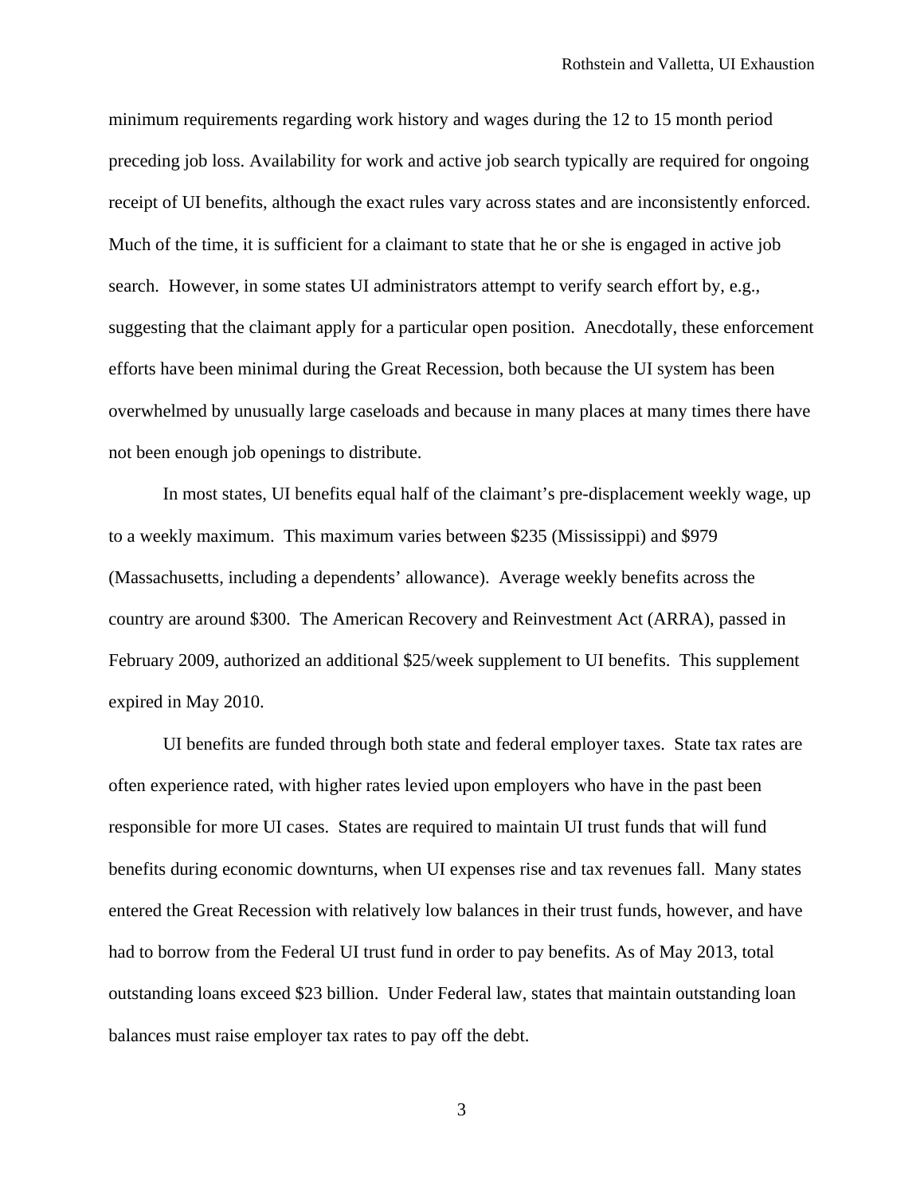minimum requirements regarding work history and wages during the 12 to 15 month period preceding job loss. Availability for work and active job search typically are required for ongoing receipt of UI benefits, although the exact rules vary across states and are inconsistently enforced. Much of the time, it is sufficient for a claimant to state that he or she is engaged in active job search. However, in some states UI administrators attempt to verify search effort by, e.g., suggesting that the claimant apply for a particular open position. Anecdotally, these enforcement efforts have been minimal during the Great Recession, both because the UI system has been overwhelmed by unusually large caseloads and because in many places at many times there have not been enough job openings to distribute.

In most states, UI benefits equal half of the claimant's pre-displacement weekly wage, up to a weekly maximum. This maximum varies between $235 (Mississippi) and $979 (Massachusetts, including a dependents' allowance). Average weekly benefits across the country are around $300. The American Recovery and Reinvestment Act (ARRA), passed in February 2009, authorized an additional $25/week supplement to UI benefits. This supplement expired in May 2010.

UI benefits are funded through both state and federal employer taxes. State tax rates are often experience rated, with higher rates levied upon employers who have in the past been responsible for more UI cases. States are required to maintain UI trust funds that will fund benefits during economic downturns, when UI expenses rise and tax revenues fall. Many states entered the Great Recession with relatively low balances in their trust funds, however, and have had to borrow from the Federal UI trust fund in order to pay benefits. As of May 2013, total outstanding loans exceed $23 billion. Under Federal law, states that maintain outstanding loan balances must raise employer tax rates to pay off the debt.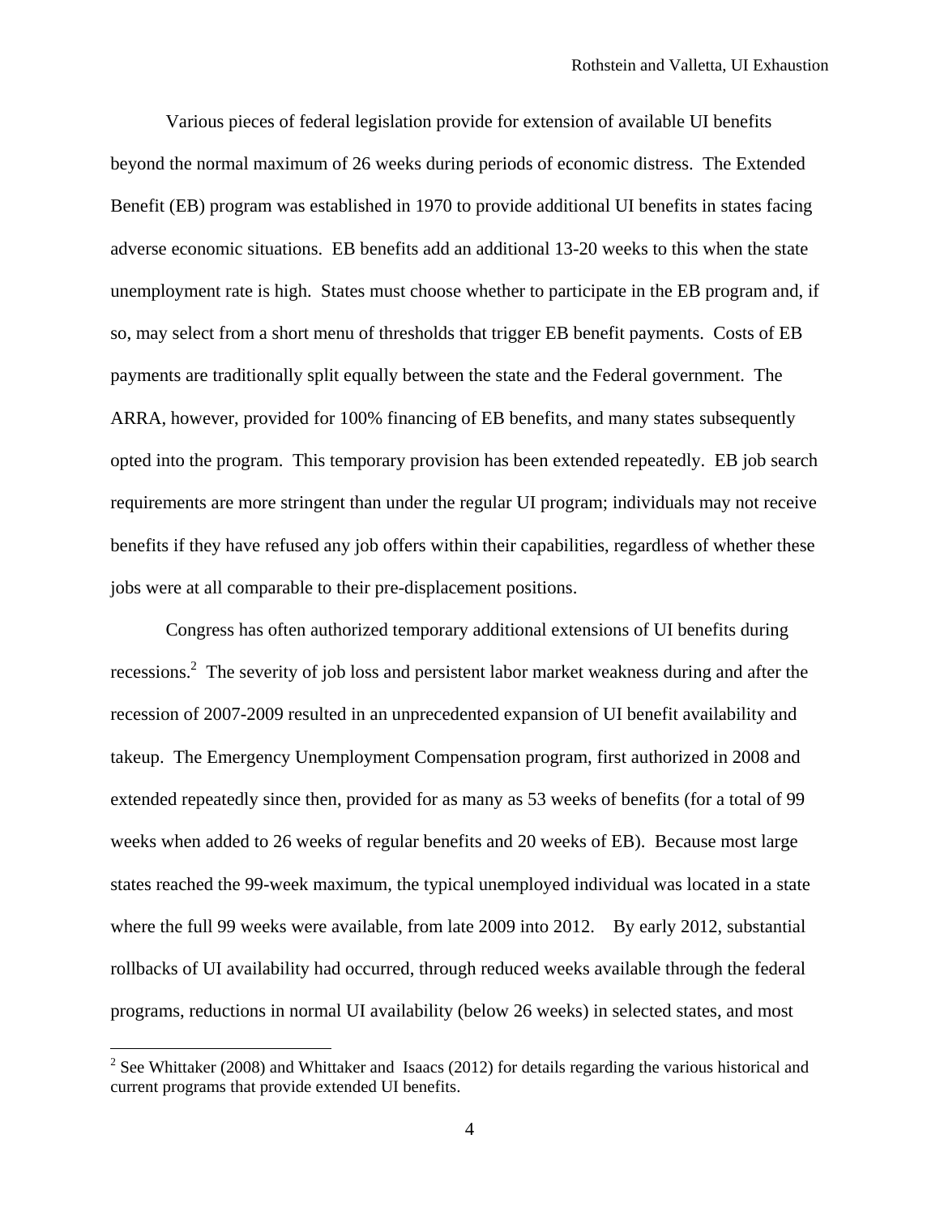Various pieces of federal legislation provide for extension of available UI benefits beyond the normal maximum of 26 weeks during periods of economic distress. The Extended Benefit (EB) program was established in 1970 to provide additional UI benefits in states facing adverse economic situations. EB benefits add an additional 13-20 weeks to this when the state unemployment rate is high. States must choose whether to participate in the EB program and, if so, may select from a short menu of thresholds that trigger EB benefit payments. Costs of EB payments are traditionally split equally between the state and the Federal government. The ARRA, however, provided for 100% financing of EB benefits, and many states subsequently opted into the program. This temporary provision has been extended repeatedly. EB job search requirements are more stringent than under the regular UI program; individuals may not receive benefits if they have refused any job offers within their capabilities, regardless of whether these jobs were at all comparable to their pre-displacement positions.

Congress has often authorized temporary additional extensions of UI benefits during recessions.[2] The severity of job loss and persistent labor market weakness during and after the recession of 2007-2009 resulted in an unprecedented expansion of UI benefit availability and takeup. The Emergency Unemployment Compensation program, first authorized in 2008 and extended repeatedly since then, provided for as many as 53 weeks of benefits (for a total of 99 weeks when added to 26 weeks of regular benefits and 20 weeks of EB). Because most large states reached the 99-week maximum, the typical unemployed individual was located in a state where the full 99 weeks were available, from late 2009 into 2012. By early 2012, substantial rollbacks of UI availability had occurred, through reduced weeks available through the federal programs, reductions in normal UI availability (below 26 weeks) in selected states, and most

[2] See Whittaker (2008) and Whittaker and Isaacs (2012) for details regarding the various historical and current programs that provide extended UI benefits.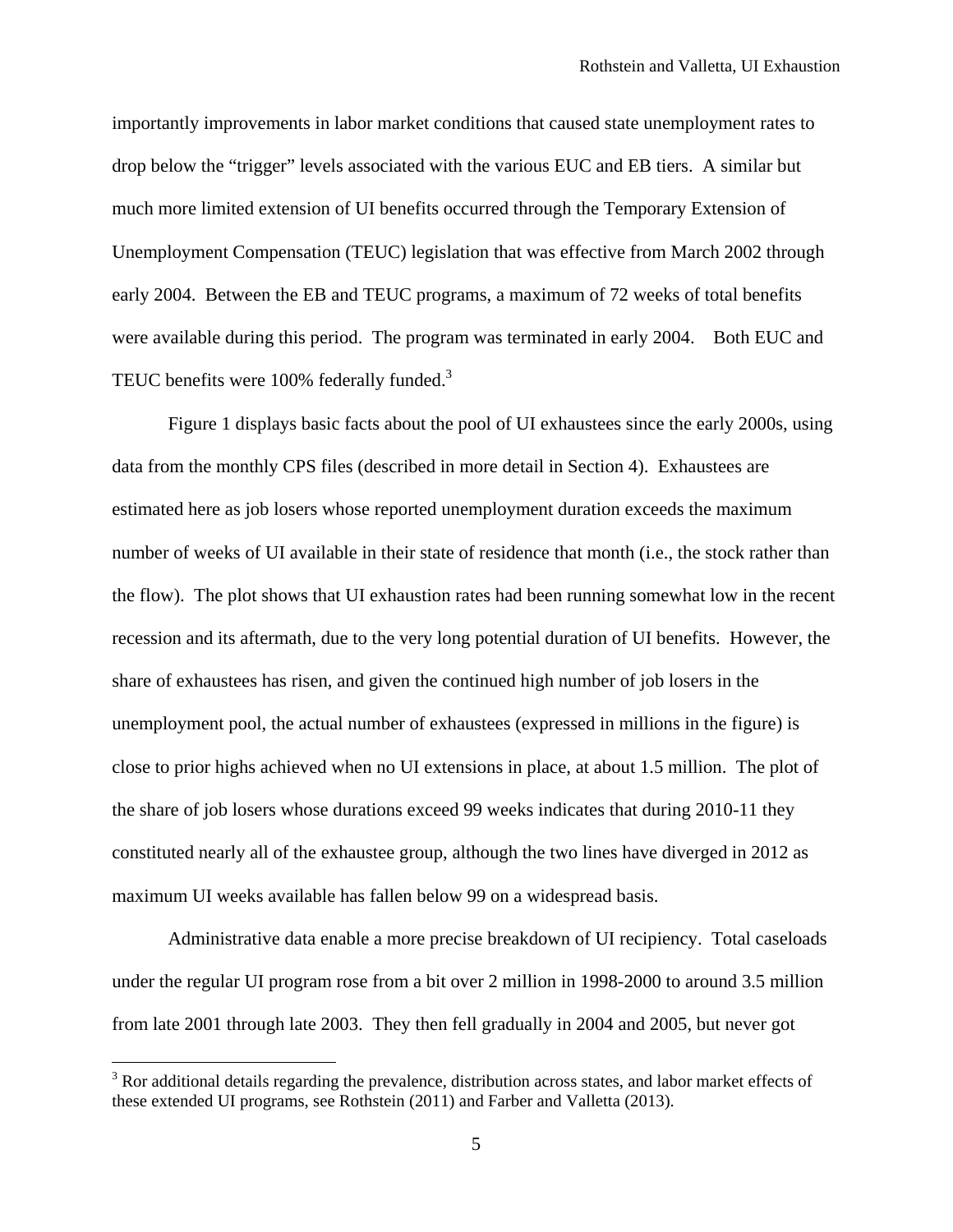importantly improvements in labor market conditions that caused state unemployment rates to drop below the "trigger" levels associated with the various EUC and EB tiers. A similar but much more limited extension of UI benefits occurred through the Temporary Extension of Unemployment Compensation (TEUC) legislation that was effective from March 2002 through early 2004. Between the EB and TEUC programs, a maximum of 72 weeks of total benefits were available during this period. The program was terminated in early 2004. Both EUC and TEUC benefits were 100% federally funded.[3]

Figure 1 displays basic facts about the pool of UI exhaustees since the early 2000s, using data from the monthly CPS files (described in more detail in Section 4). Exhaustees are estimated here as job losers whose reported unemployment duration exceeds the maximum number of weeks of UI available in their state of residence that month (i.e., the stock rather than the flow). The plot shows that UI exhaustion rates had been running somewhat low in the recent recession and its aftermath, due to the very long potential duration of UI benefits. However, the share of exhaustees has risen, and given the continued high number of job losers in the unemployment pool, the actual number of exhaustees (expressed in millions in the figure) is close to prior highs achieved when no UI extensions in place, at about 1.5 million. The plot of the share of job losers whose durations exceed 99 weeks indicates that during 2010-11 they constituted nearly all of the exhaustee group, although the two lines have diverged in 2012 as maximum UI weeks available has fallen below 99 on a widespread basis.

Administrative data enable a more precise breakdown of UI recipiency. Total caseloads under the regular UI program rose from a bit over 2 million in 1998-2000 to around 3.5 million from late 2001 through late 2003. They then fell gradually in 2004 and 2005, but never got

[3] Ror additional details regarding the prevalence, distribution across states, and labor market effects of these extended UI programs, see Rothstein (2011) and Farber and Valletta (2013).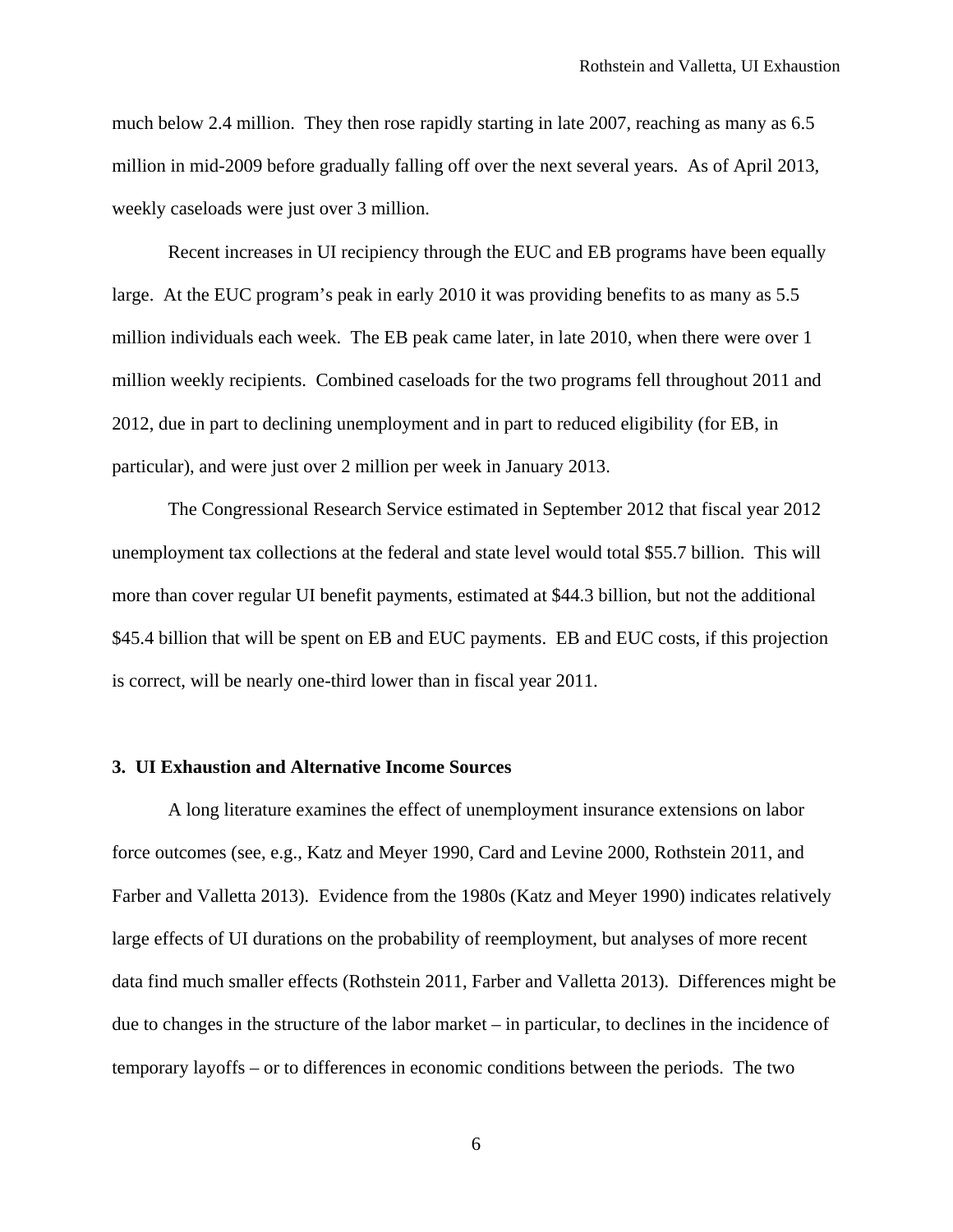much below 2.4 million. They then rose rapidly starting in late 2007, reaching as many as 6.5 million in mid-2009 before gradually falling off over the next several years. As of April 2013, weekly caseloads were just over 3 million.

Recent increases in UI recipiency through the EUC and EB programs have been equally large. At the EUC program's peak in early 2010 it was providing benefits to as many as 5.5 million individuals each week. The EB peak came later, in late 2010, when there were over 1 million weekly recipients. Combined caseloads for the two programs fell throughout 2011 and 2012, due in part to declining unemployment and in part to reduced eligibility (for EB, in particular), and were just over 2 million per week in January 2013.

The Congressional Research Service estimated in September 2012 that fiscal year 2012 unemployment tax collections at the federal and state level would total $55.7 billion. This will more than cover regular UI benefit payments, estimated at $44.3 billion, but not the additional $45.4 billion that will be spent on EB and EUC payments. EB and EUC costs, if this projection is correct, will be nearly one-third lower than in fiscal year 2011.

### 3. UI Exhaustion and Alternative Income Sources

A long literature examines the effect of unemployment insurance extensions on labor force outcomes (see, e.g., Katz and Meyer 1990, Card and Levine 2000, Rothstein 2011, and Farber and Valletta 2013). Evidence from the 1980s (Katz and Meyer 1990) indicates relatively large effects of UI durations on the probability of reemployment, but analyses of more recent data find much smaller effects (Rothstein 2011, Farber and Valletta 2013). Differences might be due to changes in the structure of the labor market – in particular, to declines in the incidence of temporary layoffs – or to differences in economic conditions between the periods. The two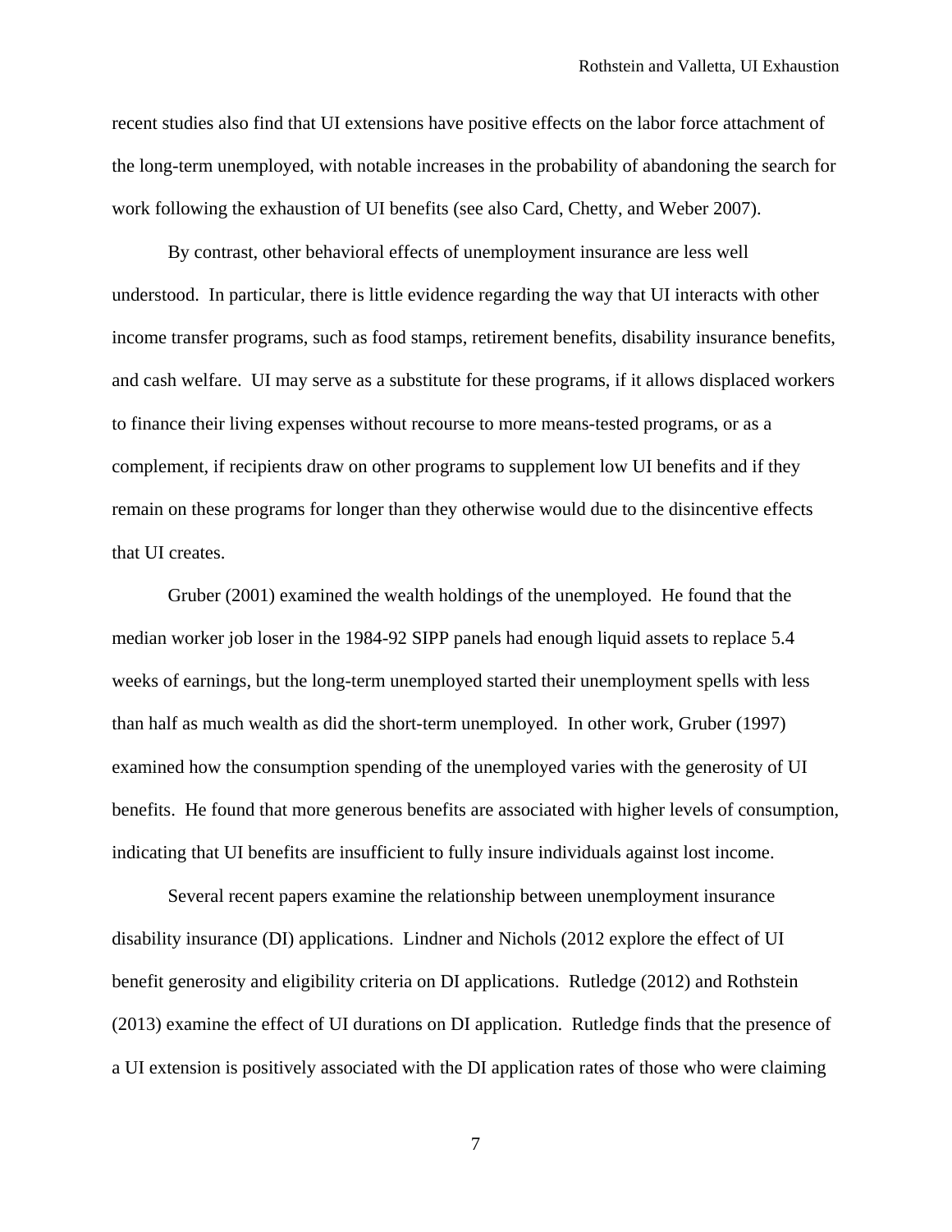recent studies also find that UI extensions have positive effects on the labor force attachment of the long-term unemployed, with notable increases in the probability of abandoning the search for work following the exhaustion of UI benefits (see also Card, Chetty, and Weber 2007).

By contrast, other behavioral effects of unemployment insurance are less well understood. In particular, there is little evidence regarding the way that UI interacts with other income transfer programs, such as food stamps, retirement benefits, disability insurance benefits, and cash welfare. UI may serve as a substitute for these programs, if it allows displaced workers to finance their living expenses without recourse to more means-tested programs, or as a complement, if recipients draw on other programs to supplement low UI benefits and if they remain on these programs for longer than they otherwise would due to the disincentive effects that UI creates.

Gruber (2001) examined the wealth holdings of the unemployed. He found that the median worker job loser in the 1984-92 SIPP panels had enough liquid assets to replace 5.4 weeks of earnings, but the long-term unemployed started their unemployment spells with less than half as much wealth as did the short-term unemployed. In other work, Gruber (1997) examined how the consumption spending of the unemployed varies with the generosity of UI benefits. He found that more generous benefits are associated with higher levels of consumption, indicating that UI benefits are insufficient to fully insure individuals against lost income.

Several recent papers examine the relationship between unemployment insurance disability insurance (DI) applications. Lindner and Nichols (2012 explore the effect of UI benefit generosity and eligibility criteria on DI applications. Rutledge (2012) and Rothstein (2013) examine the effect of UI durations on DI application. Rutledge finds that the presence of a UI extension is positively associated with the DI application rates of those who were claiming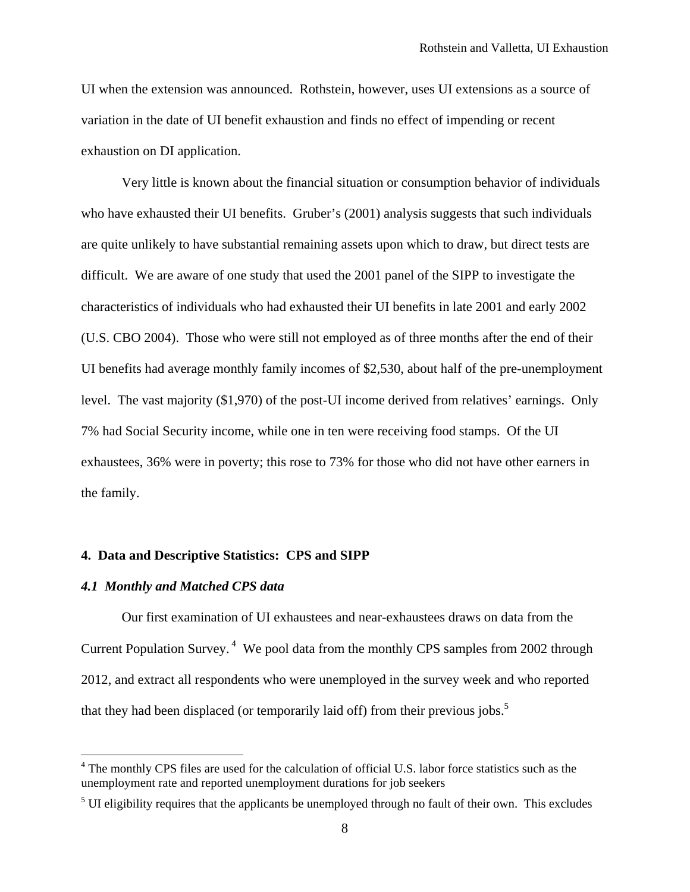UI when the extension was announced. Rothstein, however, uses UI extensions as a source of variation in the date of UI benefit exhaustion and finds no effect of impending or recent exhaustion on DI application.

Very little is known about the financial situation or consumption behavior of individuals who have exhausted their UI benefits. Gruber's (2001) analysis suggests that such individuals are quite unlikely to have substantial remaining assets upon which to draw, but direct tests are difficult. We are aware of one study that used the 2001 panel of the SIPP to investigate the characteristics of individuals who had exhausted their UI benefits in late 2001 and early 2002 (U.S. CBO 2004). Those who were still not employed as of three months after the end of their UI benefits had average monthly family incomes of $2,530, about half of the pre-unemployment level. The vast majority ($1,970) of the post-UI income derived from relatives' earnings. Only 7% had Social Security income, while one in ten were receiving food stamps. Of the UI exhaustees, 36% were in poverty; this rose to 73% for those who did not have other earners in the family.

## 4. Data and Descriptive Statistics: CPS and SIPP

### *4.1 Monthly and Matched CPS data*

Our first examination of UI exhaustees and near-exhaustees draws on data from the Current Population Survey.[4] We pool data from the monthly CPS samples from 2002 through 2012, and extract all respondents who were unemployed in the survey week and who reported that they had been displaced (or temporarily laid off) from their previous jobs.[5]

---

[4] The monthly CPS files are used for the calculation of official U.S. labor force statistics such as the unemployment rate and reported unemployment durations for job seekers

[5] UI eligibility requires that the applicants be unemployed through no fault of their own. This excludes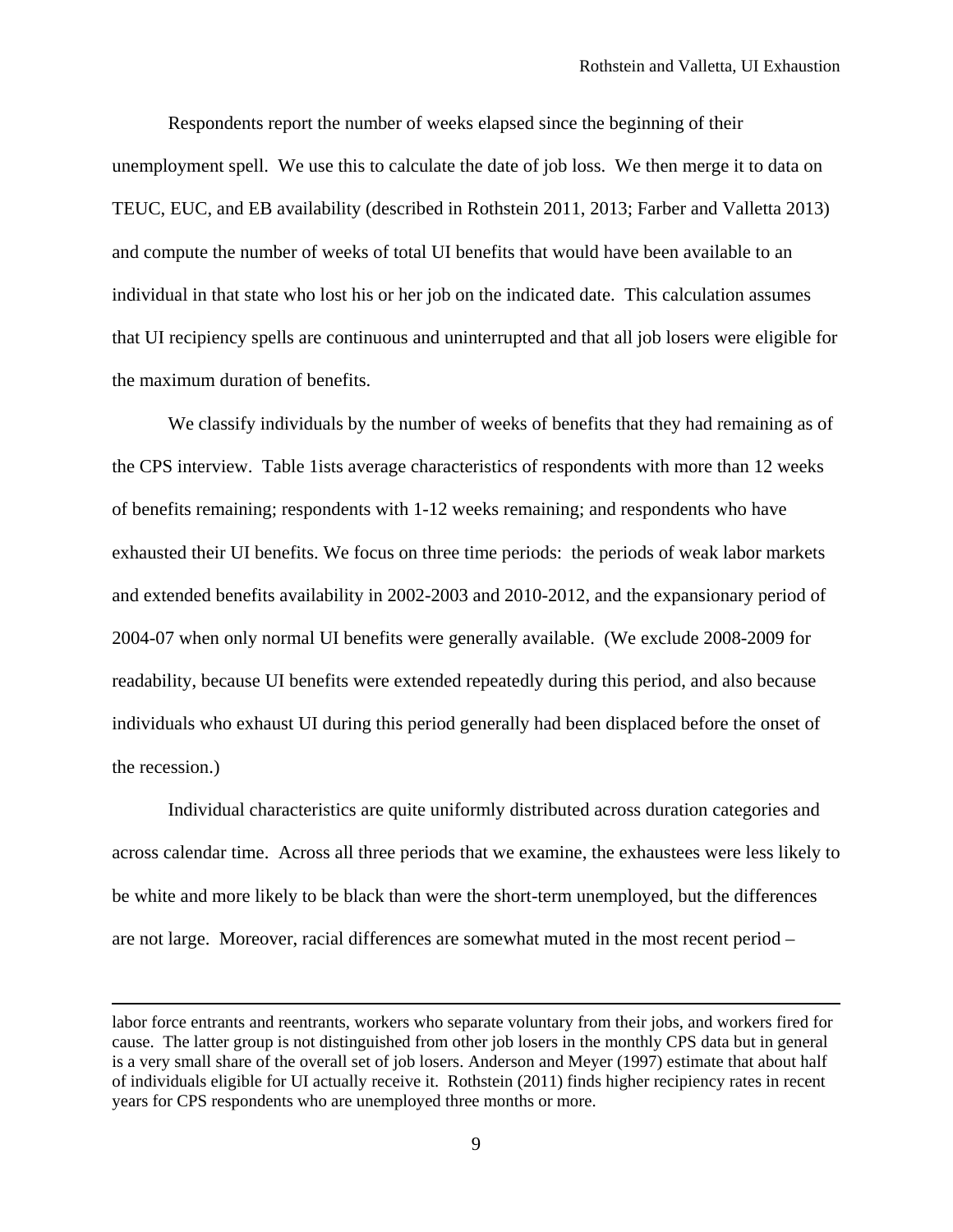Respondents report the number of weeks elapsed since the beginning of their unemployment spell. We use this to calculate the date of job loss. We then merge it to data on TEUC, EUC, and EB availability (described in Rothstein 2011, 2013; Farber and Valletta 2013) and compute the number of weeks of total UI benefits that would have been available to an individual in that state who lost his or her job on the indicated date. This calculation assumes that UI recipiency spells are continuous and uninterrupted and that all job losers were eligible for the maximum duration of benefits.

We classify individuals by the number of weeks of benefits that they had remaining as of the CPS interview. Table 1ists average characteristics of respondents with more than 12 weeks of benefits remaining; respondents with 1-12 weeks remaining; and respondents who have exhausted their UI benefits. We focus on three time periods: the periods of weak labor markets and extended benefits availability in 2002-2003 and 2010-2012, and the expansionary period of 2004-07 when only normal UI benefits were generally available. (We exclude 2008-2009 for readability, because UI benefits were extended repeatedly during this period, and also because individuals who exhaust UI during this period generally had been displaced before the onset of the recession.)

Individual characteristics are quite uniformly distributed across duration categories and across calendar time. Across all three periods that we examine, the exhaustees were less likely to be white and more likely to be black than were the short-term unemployed, but the differences are not large. Moreover, racial differences are somewhat muted in the most recent period –

---

labor force entrants and reentrants, workers who separate voluntary from their jobs, and workers fired for cause. The latter group is not distinguished from other job losers in the monthly CPS data but in general is a very small share of the overall set of job losers. Anderson and Meyer (1997) estimate that about half of individuals eligible for UI actually receive it. Rothstein (2011) finds higher recipiency rates in recent years for CPS respondents who are unemployed three months or more.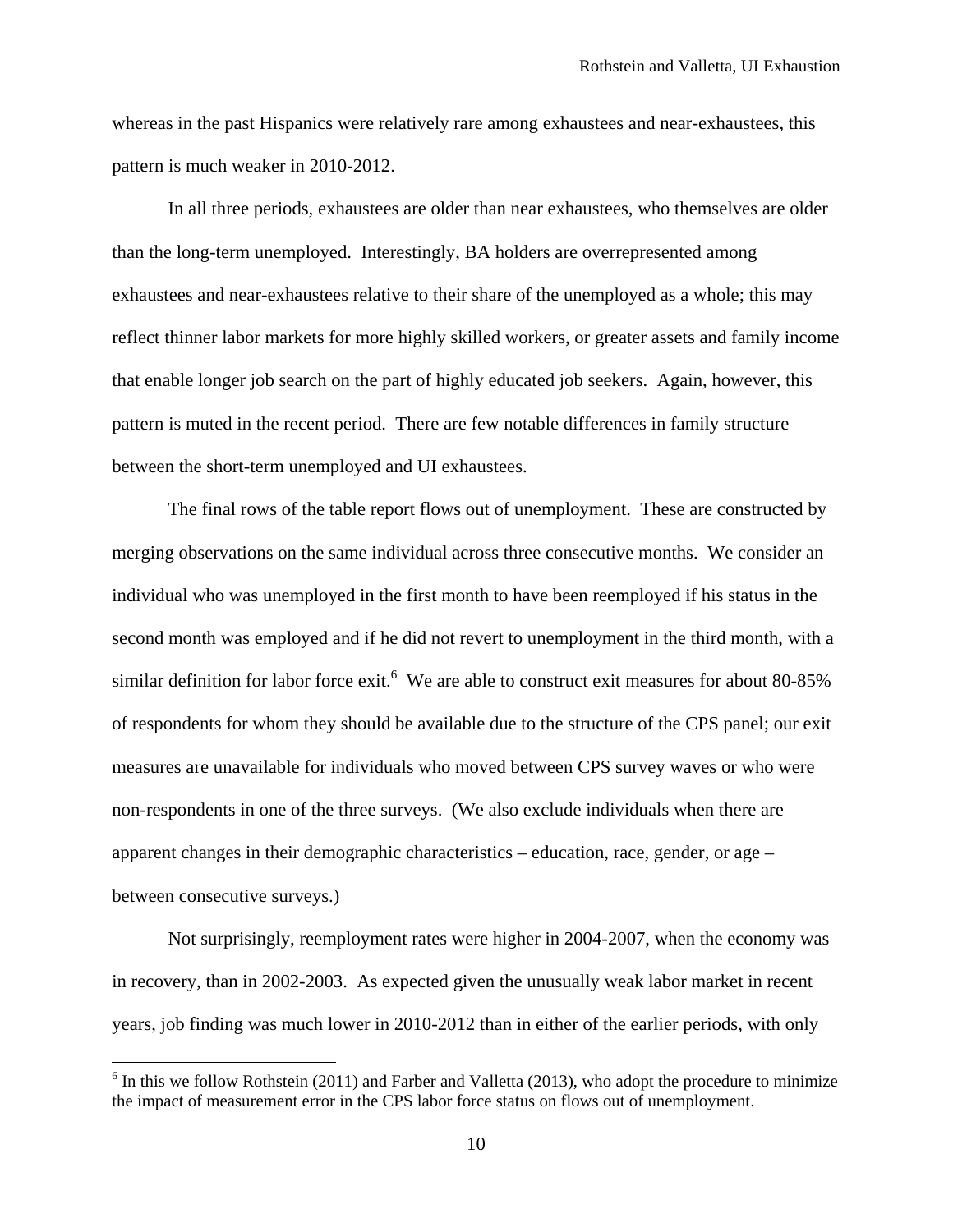whereas in the past Hispanics were relatively rare among exhaustees and near-exhaustees, this pattern is much weaker in 2010-2012.

In all three periods, exhaustees are older than near exhaustees, who themselves are older than the long-term unemployed. Interestingly, BA holders are overrepresented among exhaustees and near-exhaustees relative to their share of the unemployed as a whole; this may reflect thinner labor markets for more highly skilled workers, or greater assets and family income that enable longer job search on the part of highly educated job seekers. Again, however, this pattern is muted in the recent period. There are few notable differences in family structure between the short-term unemployed and UI exhaustees.

The final rows of the table report flows out of unemployment. These are constructed by merging observations on the same individual across three consecutive months. We consider an individual who was unemployed in the first month to have been reemployed if his status in the second month was employed and if he did not revert to unemployment in the third month, with a similar definition for labor force exit.[6] We are able to construct exit measures for about 80-85% of respondents for whom they should be available due to the structure of the CPS panel; our exit measures are unavailable for individuals who moved between CPS survey waves or who were non-respondents in one of the three surveys. (We also exclude individuals when there are apparent changes in their demographic characteristics – education, race, gender, or age – between consecutive surveys.)

Not surprisingly, reemployment rates were higher in 2004-2007, when the economy was in recovery, than in 2002-2003. As expected given the unusually weak labor market in recent years, job finding was much lower in 2010-2012 than in either of the earlier periods, with only

[6] In this we follow Rothstein (2011) and Farber and Valletta (2013), who adopt the procedure to minimize the impact of measurement error in the CPS labor force status on flows out of unemployment.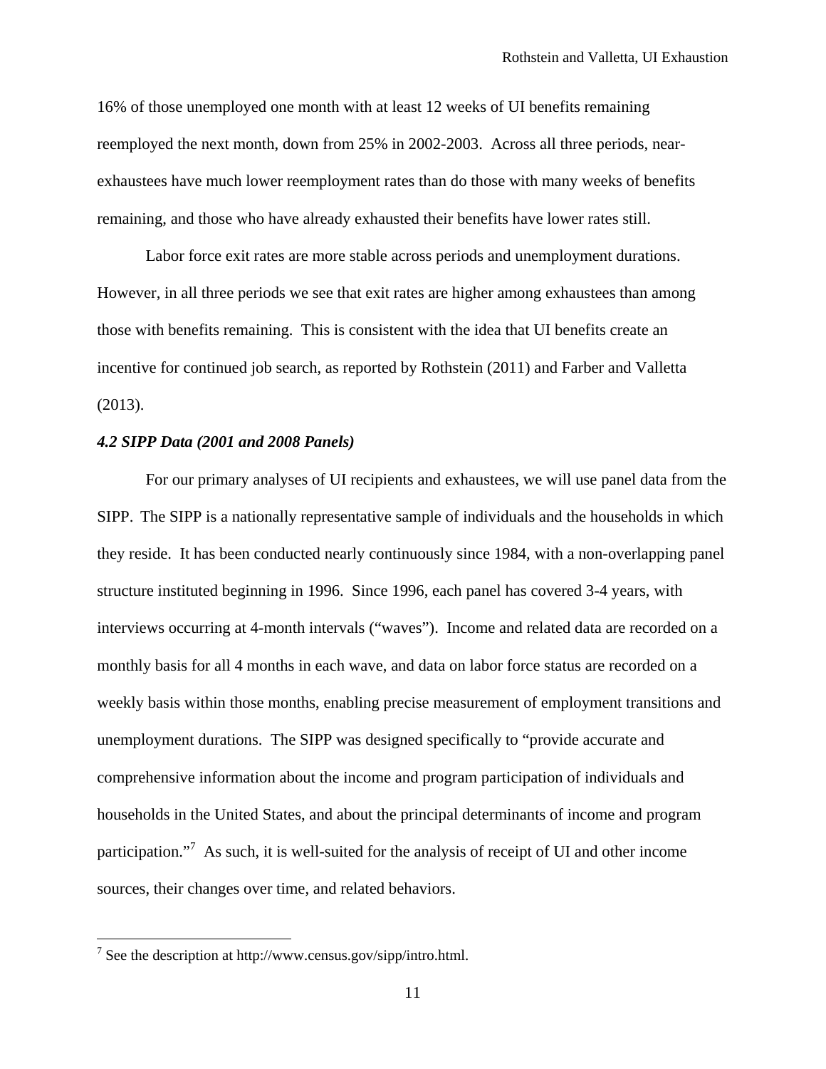16% of those unemployed one month with at least 12 weeks of UI benefits remaining reemployed the next month, down from 25% in 2002-2003. Across all three periods, near-exhaustees have much lower reemployment rates than do those with many weeks of benefits remaining, and those who have already exhausted their benefits have lower rates still.

Labor force exit rates are more stable across periods and unemployment durations. However, in all three periods we see that exit rates are higher among exhaustees than among those with benefits remaining. This is consistent with the idea that UI benefits create an incentive for continued job search, as reported by Rothstein (2011) and Farber and Valletta (2013).

### *4.2 SIPP Data (2001 and 2008 Panels)*

For our primary analyses of UI recipients and exhaustees, we will use panel data from the SIPP. The SIPP is a nationally representative sample of individuals and the households in which they reside. It has been conducted nearly continuously since 1984, with a non-overlapping panel structure instituted beginning in 1996. Since 1996, each panel has covered 3-4 years, with interviews occurring at 4-month intervals ("waves"). Income and related data are recorded on a monthly basis for all 4 months in each wave, and data on labor force status are recorded on a weekly basis within those months, enabling precise measurement of employment transitions and unemployment durations. The SIPP was designed specifically to "provide accurate and comprehensive information about the income and program participation of individuals and households in the United States, and about the principal determinants of income and program participation."[7] As such, it is well-suited for the analysis of receipt of UI and other income sources, their changes over time, and related behaviors.

[7] See the description at http://www.census.gov/sipp/intro.html.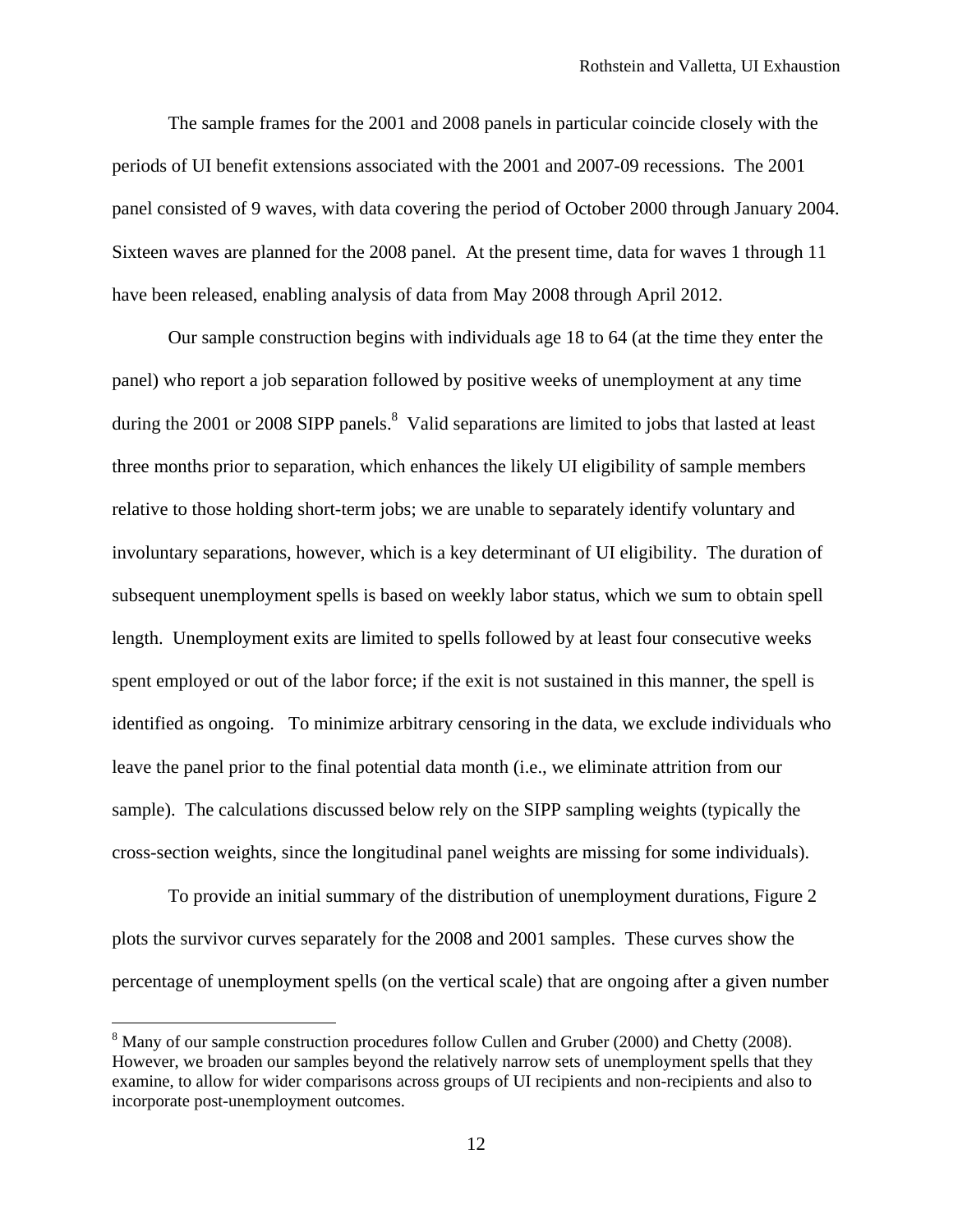The sample frames for the 2001 and 2008 panels in particular coincide closely with the periods of UI benefit extensions associated with the 2001 and 2007-09 recessions. The 2001 panel consisted of 9 waves, with data covering the period of October 2000 through January 2004. Sixteen waves are planned for the 2008 panel. At the present time, data for waves 1 through 11 have been released, enabling analysis of data from May 2008 through April 2012.

Our sample construction begins with individuals age 18 to 64 (at the time they enter the panel) who report a job separation followed by positive weeks of unemployment at any time during the 2001 or 2008 SIPP panels.[8] Valid separations are limited to jobs that lasted at least three months prior to separation, which enhances the likely UI eligibility of sample members relative to those holding short-term jobs; we are unable to separately identify voluntary and involuntary separations, however, which is a key determinant of UI eligibility. The duration of subsequent unemployment spells is based on weekly labor status, which we sum to obtain spell length. Unemployment exits are limited to spells followed by at least four consecutive weeks spent employed or out of the labor force; if the exit is not sustained in this manner, the spell is identified as ongoing. To minimize arbitrary censoring in the data, we exclude individuals who leave the panel prior to the final potential data month (i.e., we eliminate attrition from our sample). The calculations discussed below rely on the SIPP sampling weights (typically the cross-section weights, since the longitudinal panel weights are missing for some individuals).

To provide an initial summary of the distribution of unemployment durations, Figure 2 plots the survivor curves separately for the 2008 and 2001 samples. These curves show the percentage of unemployment spells (on the vertical scale) that are ongoing after a given number

[8] Many of our sample construction procedures follow Cullen and Gruber (2000) and Chetty (2008). However, we broaden our samples beyond the relatively narrow sets of unemployment spells that they examine, to allow for wider comparisons across groups of UI recipients and non-recipients and also to incorporate post-unemployment outcomes.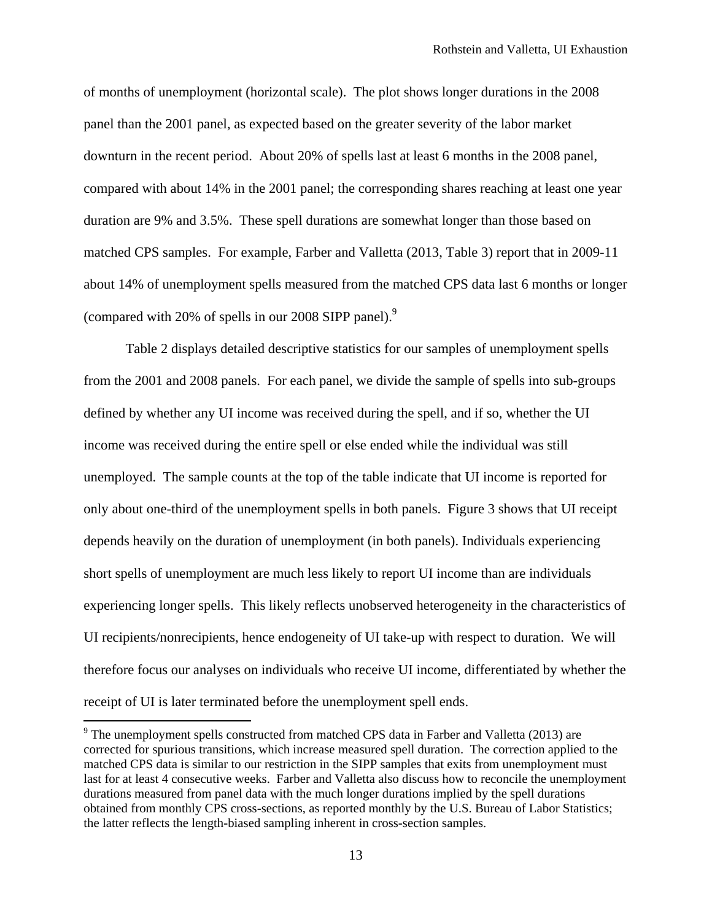of months of unemployment (horizontal scale). The plot shows longer durations in the 2008 panel than the 2001 panel, as expected based on the greater severity of the labor market downturn in the recent period. About 20% of spells last at least 6 months in the 2008 panel, compared with about 14% in the 2001 panel; the corresponding shares reaching at least one year duration are 9% and 3.5%. These spell durations are somewhat longer than those based on matched CPS samples. For example, Farber and Valletta (2013, Table 3) report that in 2009-11 about 14% of unemployment spells measured from the matched CPS data last 6 months or longer (compared with 20% of spells in our 2008 SIPP panel).[9]

Table 2 displays detailed descriptive statistics for our samples of unemployment spells from the 2001 and 2008 panels. For each panel, we divide the sample of spells into sub-groups defined by whether any UI income was received during the spell, and if so, whether the UI income was received during the entire spell or else ended while the individual was still unemployed. The sample counts at the top of the table indicate that UI income is reported for only about one-third of the unemployment spells in both panels. Figure 3 shows that UI receipt depends heavily on the duration of unemployment (in both panels). Individuals experiencing short spells of unemployment are much less likely to report UI income than are individuals experiencing longer spells. This likely reflects unobserved heterogeneity in the characteristics of UI recipients/nonrecipients, hence endogeneity of UI take-up with respect to duration. We will therefore focus our analyses on individuals who receive UI income, differentiated by whether the receipt of UI is later terminated before the unemployment spell ends.

[9] The unemployment spells constructed from matched CPS data in Farber and Valletta (2013) are corrected for spurious transitions, which increase measured spell duration. The correction applied to the matched CPS data is similar to our restriction in the SIPP samples that exits from unemployment must last for at least 4 consecutive weeks. Farber and Valletta also discuss how to reconcile the unemployment durations measured from panel data with the much longer durations implied by the spell durations obtained from monthly CPS cross-sections, as reported monthly by the U.S. Bureau of Labor Statistics; the latter reflects the length-biased sampling inherent in cross-section samples.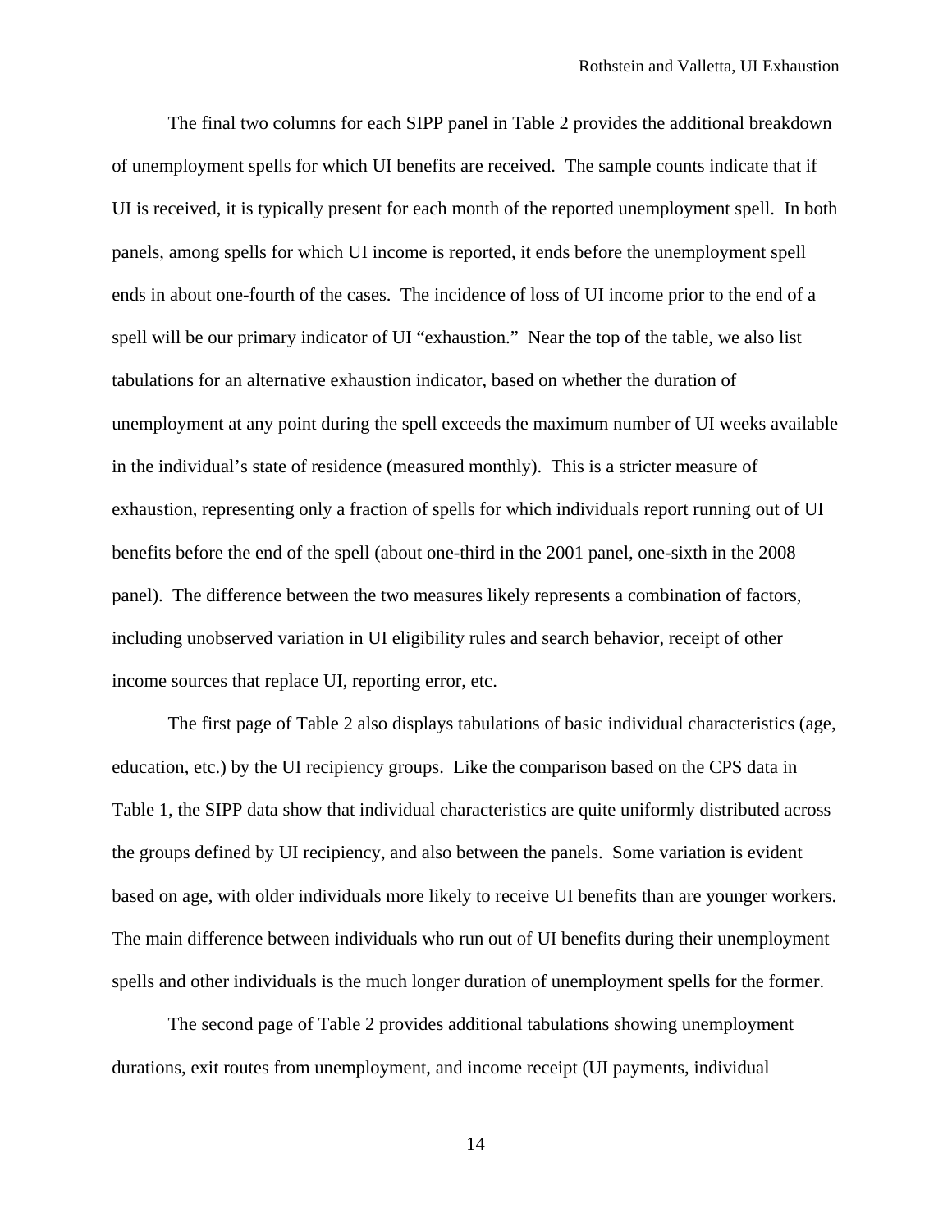The final two columns for each SIPP panel in Table 2 provides the additional breakdown of unemployment spells for which UI benefits are received. The sample counts indicate that if UI is received, it is typically present for each month of the reported unemployment spell. In both panels, among spells for which UI income is reported, it ends before the unemployment spell ends in about one-fourth of the cases. The incidence of loss of UI income prior to the end of a spell will be our primary indicator of UI "exhaustion." Near the top of the table, we also list tabulations for an alternative exhaustion indicator, based on whether the duration of unemployment at any point during the spell exceeds the maximum number of UI weeks available in the individual's state of residence (measured monthly). This is a stricter measure of exhaustion, representing only a fraction of spells for which individuals report running out of UI benefits before the end of the spell (about one-third in the 2001 panel, one-sixth in the 2008 panel). The difference between the two measures likely represents a combination of factors, including unobserved variation in UI eligibility rules and search behavior, receipt of other income sources that replace UI, reporting error, etc.

The first page of Table 2 also displays tabulations of basic individual characteristics (age, education, etc.) by the UI recipiency groups. Like the comparison based on the CPS data in Table 1, the SIPP data show that individual characteristics are quite uniformly distributed across the groups defined by UI recipiency, and also between the panels. Some variation is evident based on age, with older individuals more likely to receive UI benefits than are younger workers. The main difference between individuals who run out of UI benefits during their unemployment spells and other individuals is the much longer duration of unemployment spells for the former.

The second page of Table 2 provides additional tabulations showing unemployment durations, exit routes from unemployment, and income receipt (UI payments, individual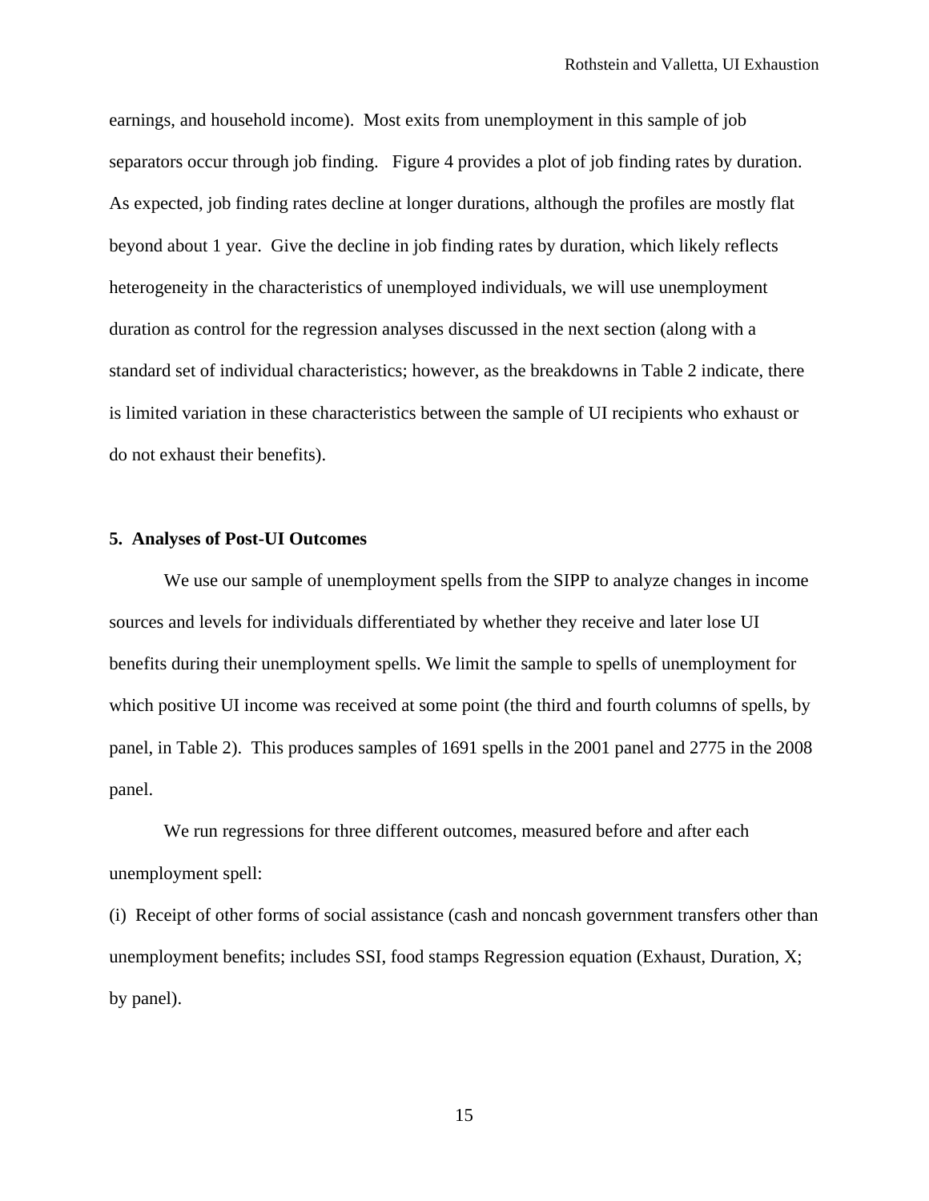earnings, and household income). Most exits from unemployment in this sample of job separators occur through job finding. Figure 4 provides a plot of job finding rates by duration. As expected, job finding rates decline at longer durations, although the profiles are mostly flat beyond about 1 year. Give the decline in job finding rates by duration, which likely reflects heterogeneity in the characteristics of unemployed individuals, we will use unemployment duration as control for the regression analyses discussed in the next section (along with a standard set of individual characteristics; however, as the breakdowns in Table 2 indicate, there is limited variation in these characteristics between the sample of UI recipients who exhaust or do not exhaust their benefits).

## 5. Analyses of Post-UI Outcomes

We use our sample of unemployment spells from the SIPP to analyze changes in income sources and levels for individuals differentiated by whether they receive and later lose UI benefits during their unemployment spells. We limit the sample to spells of unemployment for which positive UI income was received at some point (the third and fourth columns of spells, by panel, in Table 2). This produces samples of 1691 spells in the 2001 panel and 2775 in the 2008 panel.

We run regressions for three different outcomes, measured before and after each unemployment spell:

(i) Receipt of other forms of social assistance (cash and noncash government transfers other than unemployment benefits; includes SSI, food stamps Regression equation (Exhaust, Duration, X; by panel).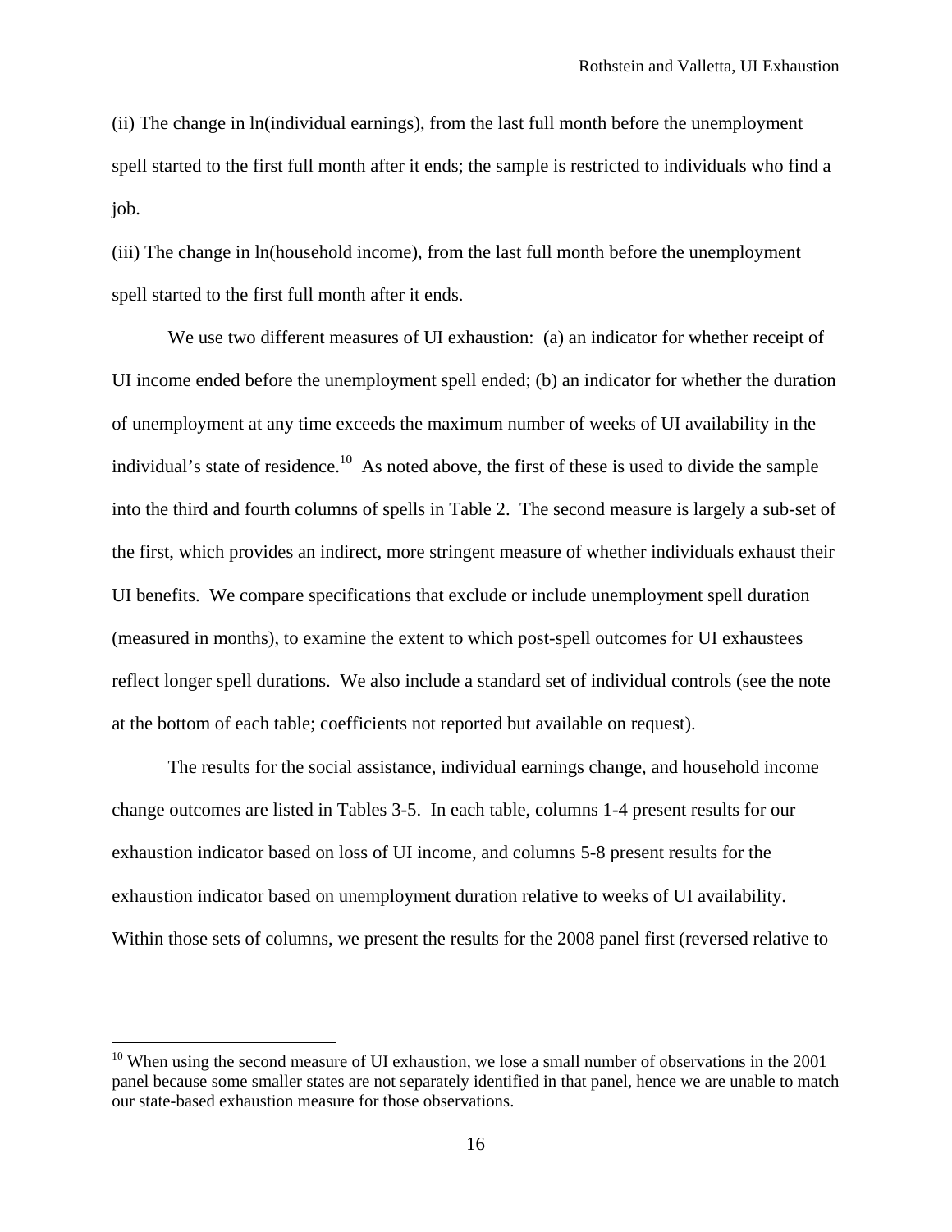(ii) The change in ln(individual earnings), from the last full month before the unemployment spell started to the first full month after it ends; the sample is restricted to individuals who find a job.

(iii) The change in ln(household income), from the last full month before the unemployment spell started to the first full month after it ends.

We use two different measures of UI exhaustion: (a) an indicator for whether receipt of UI income ended before the unemployment spell ended; (b) an indicator for whether the duration of unemployment at any time exceeds the maximum number of weeks of UI availability in the individual's state of residence.[10] As noted above, the first of these is used to divide the sample into the third and fourth columns of spells in Table 2. The second measure is largely a sub-set of the first, which provides an indirect, more stringent measure of whether individuals exhaust their UI benefits. We compare specifications that exclude or include unemployment spell duration (measured in months), to examine the extent to which post-spell outcomes for UI exhaustees reflect longer spell durations. We also include a standard set of individual controls (see the note at the bottom of each table; coefficients not reported but available on request).

The results for the social assistance, individual earnings change, and household income change outcomes are listed in Tables 3-5. In each table, columns 1-4 present results for our exhaustion indicator based on loss of UI income, and columns 5-8 present results for the exhaustion indicator based on unemployment duration relative to weeks of UI availability. Within those sets of columns, we present the results for the 2008 panel first (reversed relative to

[10] When using the second measure of UI exhaustion, we lose a small number of observations in the 2001 panel because some smaller states are not separately identified in that panel, hence we are unable to match our state-based exhaustion measure for those observations.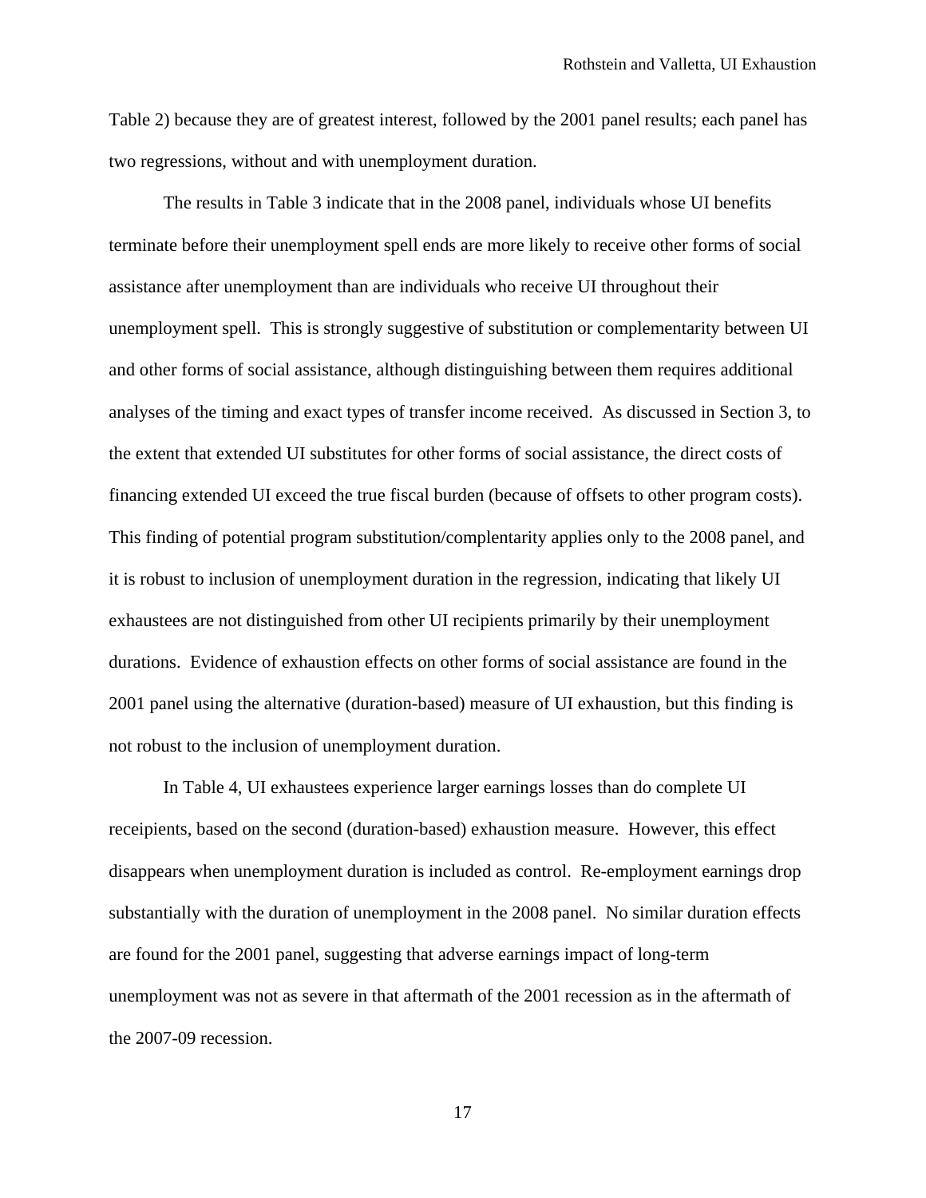Table 2) because they are of greatest interest, followed by the 2001 panel results; each panel has two regressions, without and with unemployment duration.

The results in Table 3 indicate that in the 2008 panel, individuals whose UI benefits terminate before their unemployment spell ends are more likely to receive other forms of social assistance after unemployment than are individuals who receive UI throughout their unemployment spell. This is strongly suggestive of substitution or complementarity between UI and other forms of social assistance, although distinguishing between them requires additional analyses of the timing and exact types of transfer income received. As discussed in Section 3, to the extent that extended UI substitutes for other forms of social assistance, the direct costs of financing extended UI exceed the true fiscal burden (because of offsets to other program costs). This finding of potential program substitution/complentarity applies only to the 2008 panel, and it is robust to inclusion of unemployment duration in the regression, indicating that likely UI exhaustees are not distinguished from other UI recipients primarily by their unemployment durations. Evidence of exhaustion effects on other forms of social assistance are found in the 2001 panel using the alternative (duration-based) measure of UI exhaustion, but this finding is not robust to the inclusion of unemployment duration.

In Table 4, UI exhaustees experience larger earnings losses than do complete UI receipients, based on the second (duration-based) exhaustion measure. However, this effect disappears when unemployment duration is included as control. Re-employment earnings drop substantially with the duration of unemployment in the 2008 panel. No similar duration effects are found for the 2001 panel, suggesting that adverse earnings impact of long-term unemployment was not as severe in that aftermath of the 2001 recession as in the aftermath of the 2007-09 recession.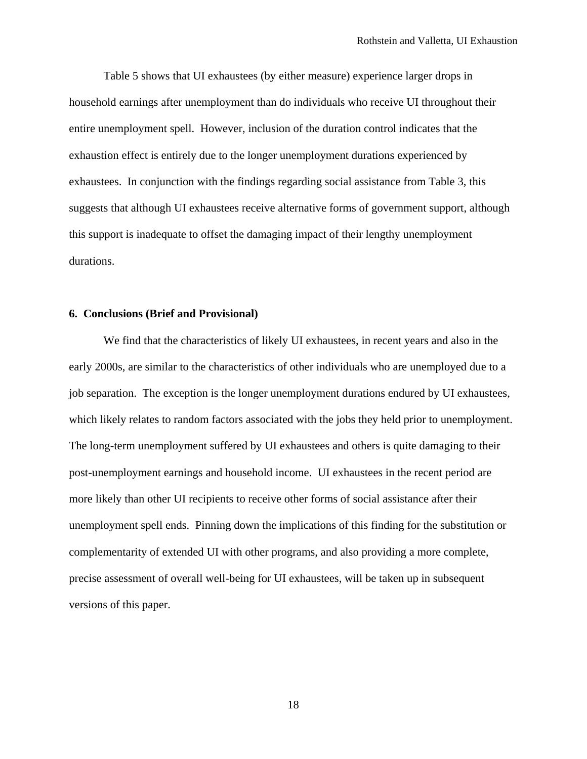Table 5 shows that UI exhaustees (by either measure) experience larger drops in household earnings after unemployment than do individuals who receive UI throughout their entire unemployment spell. However, inclusion of the duration control indicates that the exhaustion effect is entirely due to the longer unemployment durations experienced by exhaustees. In conjunction with the findings regarding social assistance from Table 3, this suggests that although UI exhaustees receive alternative forms of government support, although this support is inadequate to offset the damaging impact of their lengthy unemployment durations.

## 6. Conclusions (Brief and Provisional)

We find that the characteristics of likely UI exhaustees, in recent years and also in the early 2000s, are similar to the characteristics of other individuals who are unemployed due to a job separation. The exception is the longer unemployment durations endured by UI exhaustees, which likely relates to random factors associated with the jobs they held prior to unemployment. The long-term unemployment suffered by UI exhaustees and others is quite damaging to their post-unemployment earnings and household income. UI exhaustees in the recent period are more likely than other UI recipients to receive other forms of social assistance after their unemployment spell ends. Pinning down the implications of this finding for the substitution or complementarity of extended UI with other programs, and also providing a more complete, precise assessment of overall well-being for UI exhaustees, will be taken up in subsequent versions of this paper.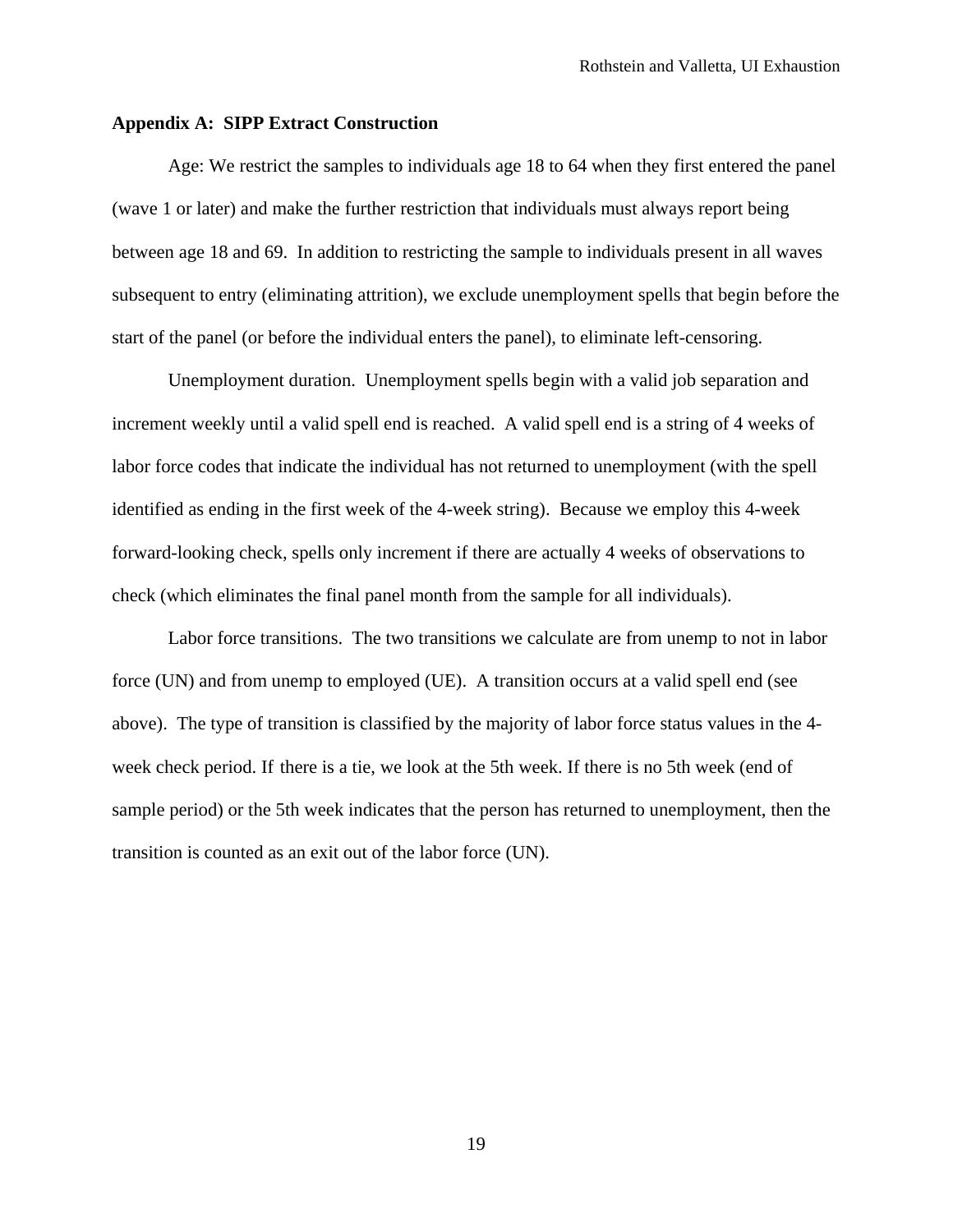## Appendix A: SIPP Extract Construction

Age: We restrict the samples to individuals age 18 to 64 when they first entered the panel (wave 1 or later) and make the further restriction that individuals must always report being between age 18 and 69. In addition to restricting the sample to individuals present in all waves subsequent to entry (eliminating attrition), we exclude unemployment spells that begin before the start of the panel (or before the individual enters the panel), to eliminate left-censoring.

Unemployment duration. Unemployment spells begin with a valid job separation and increment weekly until a valid spell end is reached. A valid spell end is a string of 4 weeks of labor force codes that indicate the individual has not returned to unemployment (with the spell identified as ending in the first week of the 4-week string). Because we employ this 4-week forward-looking check, spells only increment if there are actually 4 weeks of observations to check (which eliminates the final panel month from the sample for all individuals).

Labor force transitions. The two transitions we calculate are from unemp to not in labor force (UN) and from unemp to employed (UE). A transition occurs at a valid spell end (see above). The type of transition is classified by the majority of labor force status values in the 4-week check period. If there is a tie, we look at the 5th week. If there is no 5th week (end of sample period) or the 5th week indicates that the person has returned to unemployment, then the transition is counted as an exit out of the labor force (UN).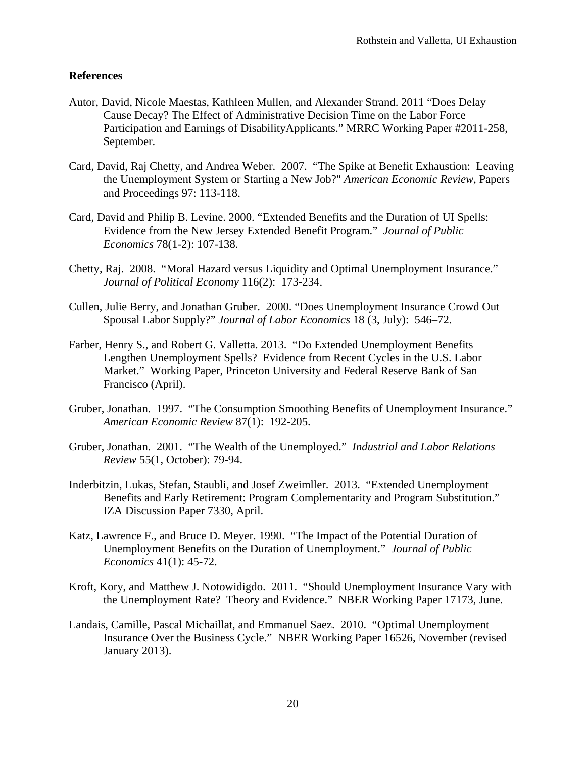## References

Autor, David, Nicole Maestas, Kathleen Mullen, and Alexander Strand. 2011 "Does Delay Cause Decay? The Effect of Administrative Decision Time on the Labor Force Participation and Earnings of DisabilityApplicants." MRRC Working Paper #2011-258, September.

Card, David, Raj Chetty, and Andrea Weber. 2007. "The Spike at Benefit Exhaustion: Leaving the Unemployment System or Starting a New Job?" *American Economic Review*, Papers and Proceedings 97: 113-118.

Card, David and Philip B. Levine. 2000. "Extended Benefits and the Duration of UI Spells: Evidence from the New Jersey Extended Benefit Program." *Journal of Public Economics* 78(1-2): 107-138.

Chetty, Raj. 2008. "Moral Hazard versus Liquidity and Optimal Unemployment Insurance." *Journal of Political Economy* 116(2): 173-234.

Cullen, Julie Berry, and Jonathan Gruber. 2000. "Does Unemployment Insurance Crowd Out Spousal Labor Supply?" *Journal of Labor Economics* 18 (3, July): 546–72.

Farber, Henry S., and Robert G. Valletta. 2013. "Do Extended Unemployment Benefits Lengthen Unemployment Spells? Evidence from Recent Cycles in the U.S. Labor Market." Working Paper, Princeton University and Federal Reserve Bank of San Francisco (April).

Gruber, Jonathan. 1997. "The Consumption Smoothing Benefits of Unemployment Insurance." *American Economic Review* 87(1): 192-205.

Gruber, Jonathan. 2001. "The Wealth of the Unemployed." *Industrial and Labor Relations Review* 55(1, October): 79-94.

Inderbitzin, Lukas, Stefan, Staubli, and Josef Zweimller. 2013. "Extended Unemployment Benefits and Early Retirement: Program Complementarity and Program Substitution." IZA Discussion Paper 7330, April.

Katz, Lawrence F., and Bruce D. Meyer. 1990. "The Impact of the Potential Duration of Unemployment Benefits on the Duration of Unemployment." *Journal of Public Economics* 41(1): 45-72.

Kroft, Kory, and Matthew J. Notowidigdo. 2011. "Should Unemployment Insurance Vary with the Unemployment Rate? Theory and Evidence." NBER Working Paper 17173, June.

Landais, Camille, Pascal Michaillat, and Emmanuel Saez. 2010. "Optimal Unemployment Insurance Over the Business Cycle." NBER Working Paper 16526, November (revised January 2013).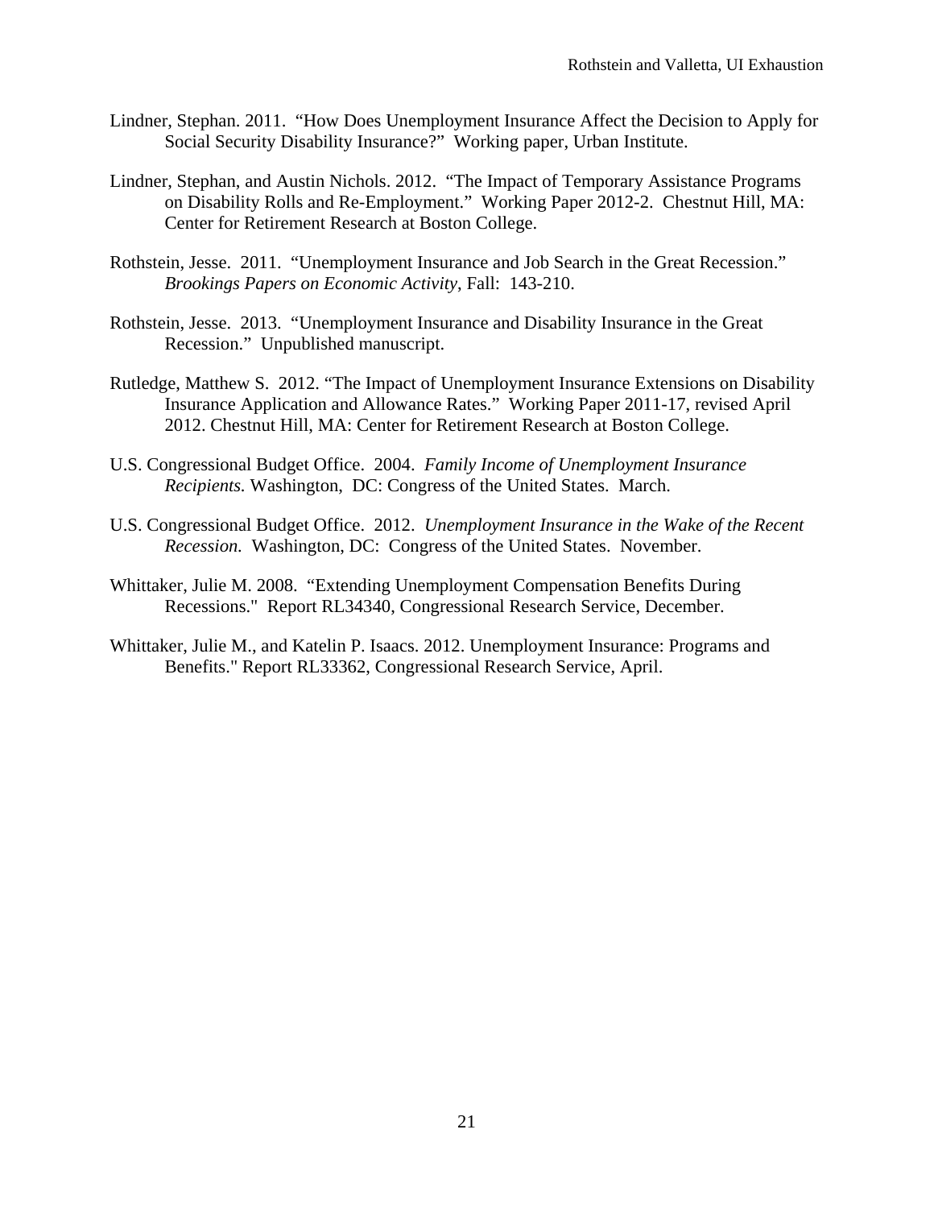Lindner, Stephan. 2011. "How Does Unemployment Insurance Affect the Decision to Apply for Social Security Disability Insurance?" Working paper, Urban Institute.

Lindner, Stephan, and Austin Nichols. 2012. "The Impact of Temporary Assistance Programs on Disability Rolls and Re-Employment." Working Paper 2012-2. Chestnut Hill, MA: Center for Retirement Research at Boston College.

Rothstein, Jesse. 2011. "Unemployment Insurance and Job Search in the Great Recession." *Brookings Papers on Economic Activity*, Fall: 143-210.

Rothstein, Jesse. 2013. "Unemployment Insurance and Disability Insurance in the Great Recession." Unpublished manuscript.

Rutledge, Matthew S. 2012. "The Impact of Unemployment Insurance Extensions on Disability Insurance Application and Allowance Rates." Working Paper 2011-17, revised April 2012. Chestnut Hill, MA: Center for Retirement Research at Boston College.

U.S. Congressional Budget Office. 2004. *Family Income of Unemployment Insurance Recipients.* Washington, DC: Congress of the United States. March.

U.S. Congressional Budget Office. 2012. *Unemployment Insurance in the Wake of the Recent Recession.* Washington, DC: Congress of the United States. November.

Whittaker, Julie M. 2008. "Extending Unemployment Compensation Benefits During Recessions." Report RL34340, Congressional Research Service, December.

Whittaker, Julie M., and Katelin P. Isaacs. 2012. Unemployment Insurance: Programs and Benefits." Report RL33362, Congressional Research Service, April.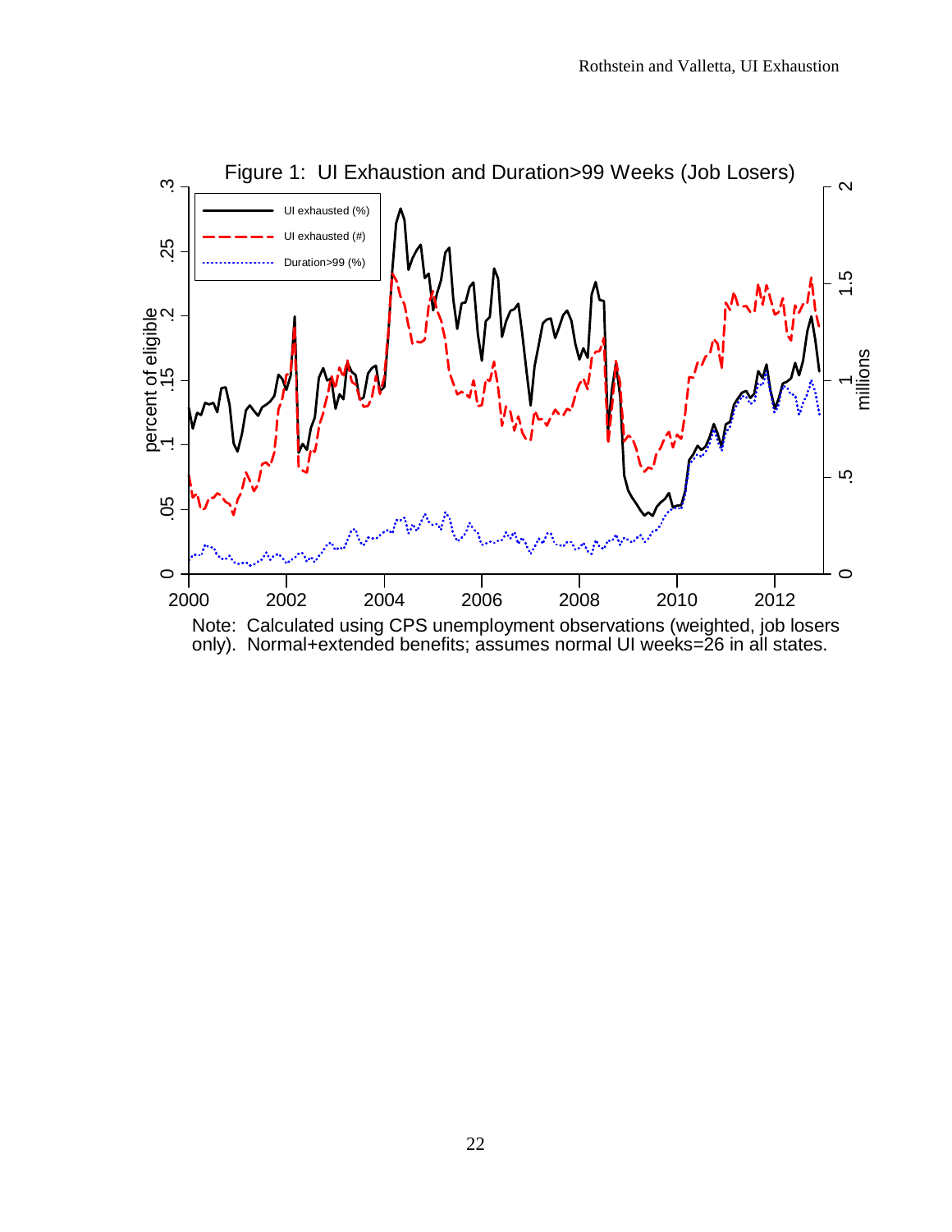Figure 1: UI Exhaustion and Duration>99 Weeks (Job Losers)

Note: Calculated using CPS unemployment observations (weighted, job losers only). Normal+extended benefits; assumes normal UI weeks=26 in all states.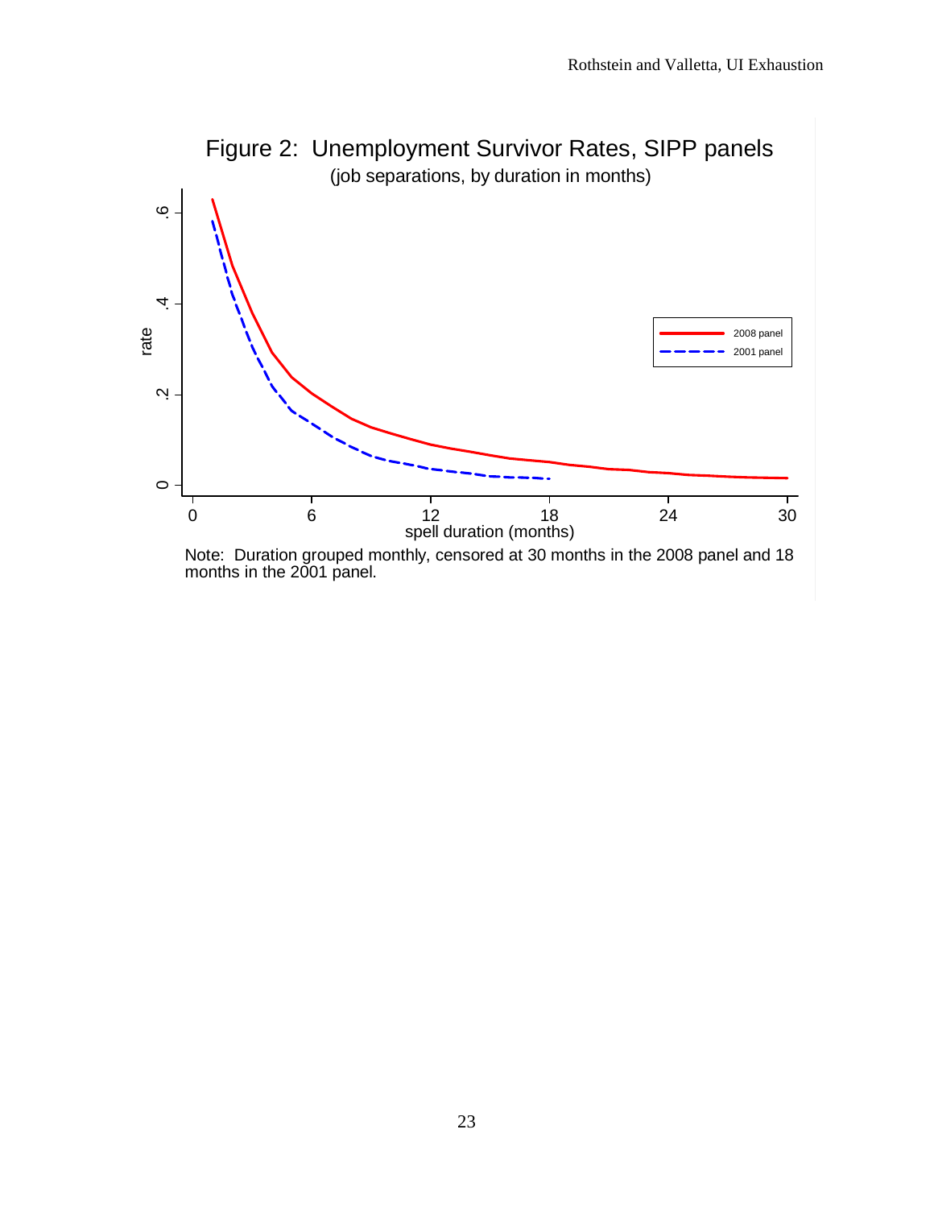Figure 2: Unemployment Survivor Rates, SIPP panels

(job separations, by duration in months)

Note: Duration grouped monthly, censored at 30 months in the 2008 panel and 18 months in the 2001 panel.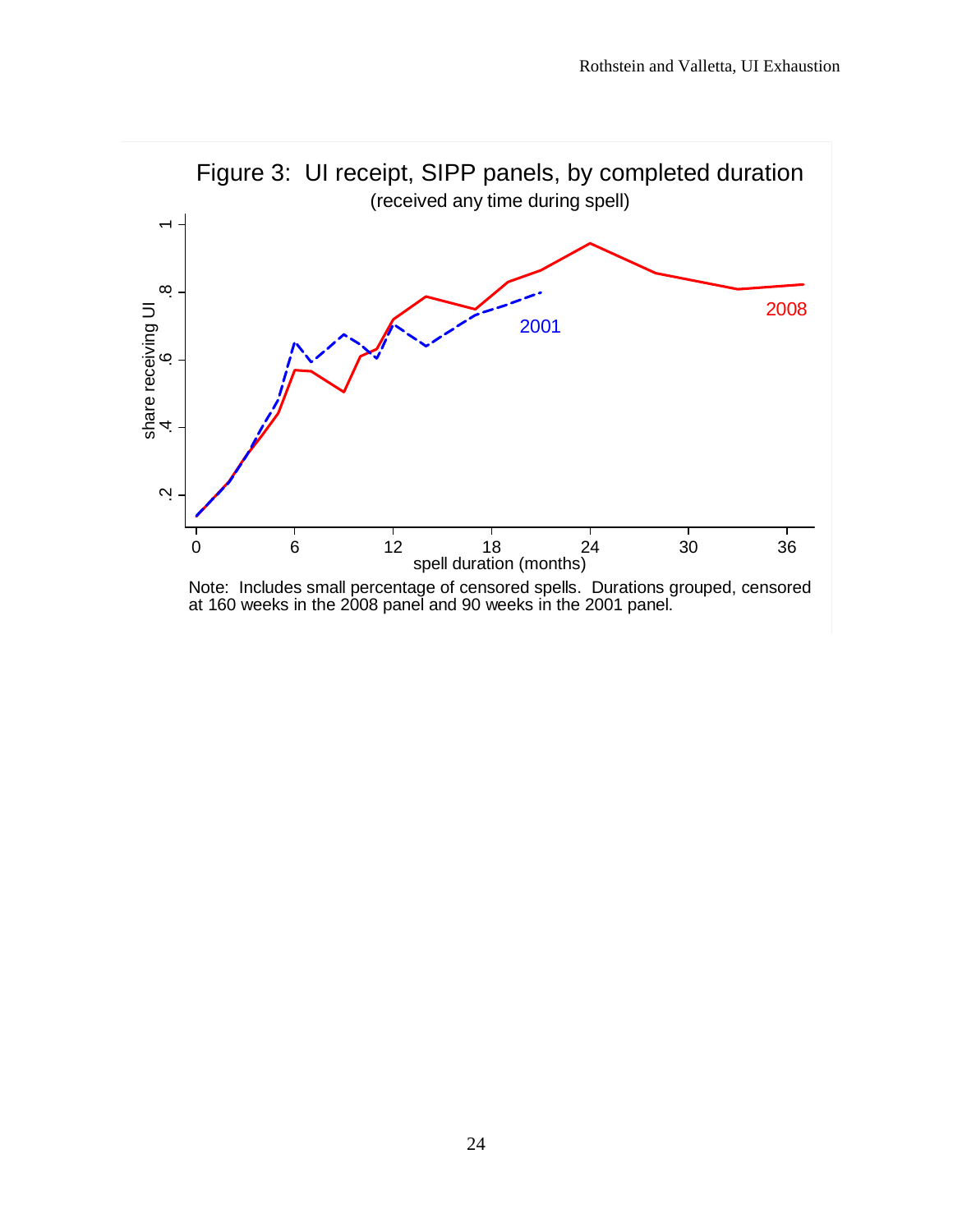Figure 3: UI receipt, SIPP panels, by completed duration

(received any time during spell)

Note: Includes small percentage of censored spells. Durations grouped, censored at 160 weeks in the 2008 panel and 90 weeks in the 2001 panel.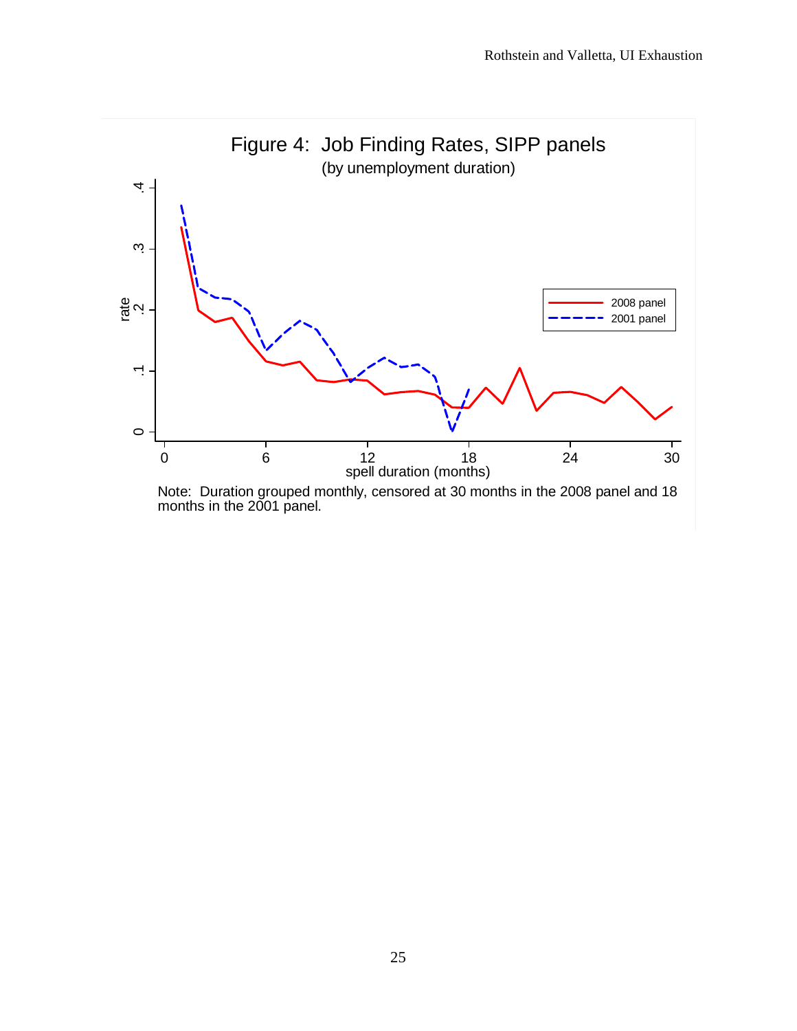Figure 4: Job Finding Rates, SIPP panels

(by unemployment duration)

Note: Duration grouped monthly, censored at 30 months in the 2008 panel and 18 months in the 2001 panel.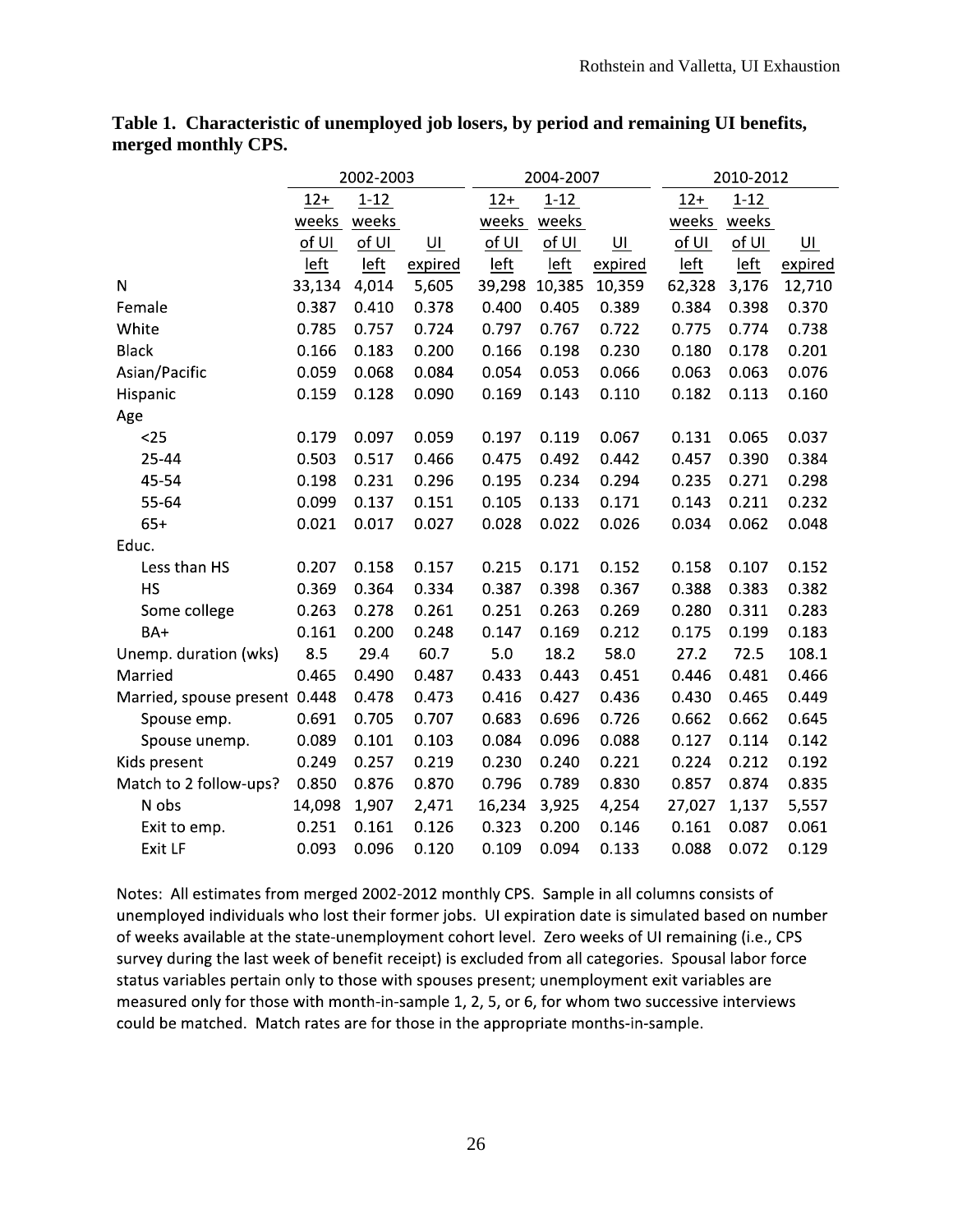**Table 1. Characteristic of unemployed job losers, by period and remaining UI benefits, merged monthly CPS.**

| | 2002-2003 | | | 2004-2007 | | | 2010-2012 | | |
|---|---|---|---|---|---|---|---|---|---|
| | 12+ weeks of UI left | 1-12 weeks of UI left | UI expired | 12+ weeks of UI left | 1-12 weeks of UI left | UI expired | 12+ weeks of UI left | 1-12 weeks of UI left | UI expired |
| N | 33,134 | 4,014 | 5,605 | 39,298 | 10,385 | 10,359 | 62,328 | 3,176 | 12,710 |
| Female | 0.387 | 0.410 | 0.378 | 0.400 | 0.405 | 0.389 | 0.384 | 0.398 | 0.370 |
| White | 0.785 | 0.757 | 0.724 | 0.797 | 0.767 | 0.722 | 0.775 | 0.774 | 0.738 |
| Black | 0.166 | 0.183 | 0.200 | 0.166 | 0.198 | 0.230 | 0.180 | 0.178 | 0.201 |
| Asian/Pacific | 0.059 | 0.068 | 0.084 | 0.054 | 0.053 | 0.066 | 0.063 | 0.063 | 0.076 |
| Hispanic | 0.159 | 0.128 | 0.090 | 0.169 | 0.143 | 0.110 | 0.182 | 0.113 | 0.160 |
| Age | | | | | | | | | |
| <25 | 0.179 | 0.097 | 0.059 | 0.197 | 0.119 | 0.067 | 0.131 | 0.065 | 0.037 |
| 25-44 | 0.503 | 0.517 | 0.466 | 0.475 | 0.492 | 0.442 | 0.457 | 0.390 | 0.384 |
| 45-54 | 0.198 | 0.231 | 0.296 | 0.195 | 0.234 | 0.294 | 0.235 | 0.271 | 0.298 |
| 55-64 | 0.099 | 0.137 | 0.151 | 0.105 | 0.133 | 0.171 | 0.143 | 0.211 | 0.232 |
| 65+ | 0.021 | 0.017 | 0.027 | 0.028 | 0.022 | 0.026 | 0.034 | 0.062 | 0.048 |
| Educ. | | | | | | | | | |
| Less than HS | 0.207 | 0.158 | 0.157 | 0.215 | 0.171 | 0.152 | 0.158 | 0.107 | 0.152 |
| HS | 0.369 | 0.364 | 0.334 | 0.387 | 0.398 | 0.367 | 0.388 | 0.383 | 0.382 |
| Some college | 0.263 | 0.278 | 0.261 | 0.251 | 0.263 | 0.269 | 0.280 | 0.311 | 0.283 |
| BA+ | 0.161 | 0.200 | 0.248 | 0.147 | 0.169 | 0.212 | 0.175 | 0.199 | 0.183 |
| Unemp. duration (wks) | 8.5 | 29.4 | 60.7 | 5.0 | 18.2 | 58.0 | 27.2 | 72.5 | 108.1 |
| Married | 0.465 | 0.490 | 0.487 | 0.433 | 0.443 | 0.451 | 0.446 | 0.481 | 0.466 |
| Married, spouse present | 0.448 | 0.478 | 0.473 | 0.416 | 0.427 | 0.436 | 0.430 | 0.465 | 0.449 |
| Spouse emp. | 0.691 | 0.705 | 0.707 | 0.683 | 0.696 | 0.726 | 0.662 | 0.662 | 0.645 |
| Spouse unemp. | 0.089 | 0.101 | 0.103 | 0.084 | 0.096 | 0.088 | 0.127 | 0.114 | 0.142 |
| Kids present | 0.249 | 0.257 | 0.219 | 0.230 | 0.240 | 0.221 | 0.224 | 0.212 | 0.192 |
| Match to 2 follow-ups? | 0.850 | 0.876 | 0.870 | 0.796 | 0.789 | 0.830 | 0.857 | 0.874 | 0.835 |
| N obs | 14,098 | 1,907 | 2,471 | 16,234 | 3,925 | 4,254 | 27,027 | 1,137 | 5,557 |
| Exit to emp. | 0.251 | 0.161 | 0.126 | 0.323 | 0.200 | 0.146 | 0.161 | 0.087 | 0.061 |
| Exit LF | 0.093 | 0.096 | 0.120 | 0.109 | 0.094 | 0.133 | 0.088 | 0.072 | 0.129 |

Notes: All estimates from merged 2002-2012 monthly CPS. Sample in all columns consists of unemployed individuals who lost their former jobs. UI expiration date is simulated based on number of weeks available at the state-unemployment cohort level. Zero weeks of UI remaining (i.e., CPS survey during the last week of benefit receipt) is excluded from all categories. Spousal labor force status variables pertain only to those with spouses present; unemployment exit variables are measured only for those with month-in-sample 1, 2, 5, or 6, for whom two successive interviews could be matched. Match rates are for those in the appropriate months-in-sample.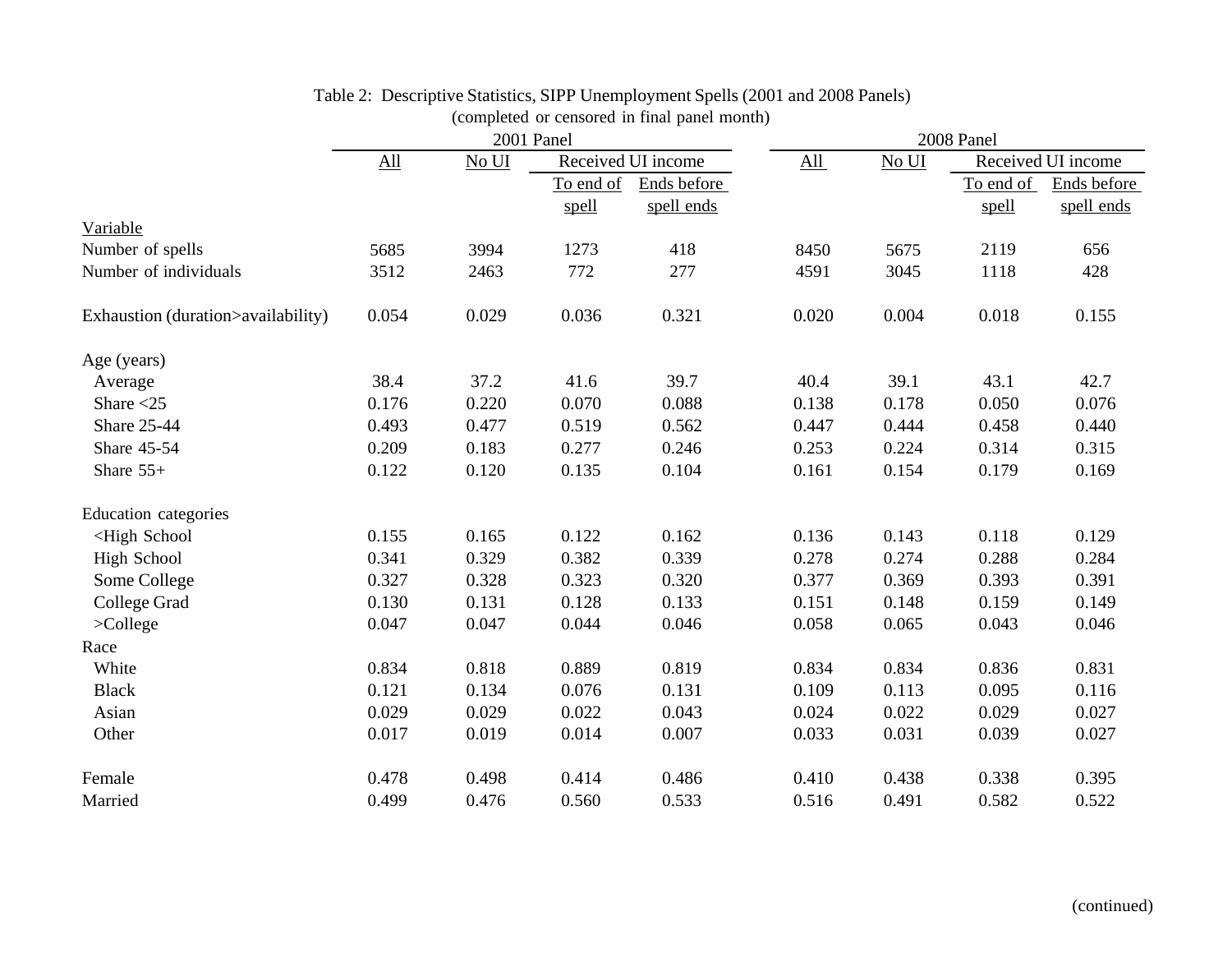Table 2: Descriptive Statistics, SIPP Unemployment Spells (2001 and 2008 Panels)
(completed or censored in final panel month)

| | 2001 Panel | | | | 2008 Panel | | | |
|---|---|---|---|---|---|---|---|---|
| | All | No UI | Received UI income | | All | No UI | Received UI income | |
| | | | To end of spell | Ends before spell ends | | | To end of spell | Ends before spell ends |
| Variable | | | | | | | | |
| Number of spells | 5685 | 3994 | 1273 | 418 | 8450 | 5675 | 2119 | 656 |
| Number of individuals | 3512 | 2463 | 772 | 277 | 4591 | 3045 | 1118 | 428 |
| Exhaustion (duration>availability) | 0.054 | 0.029 | 0.036 | 0.321 | 0.020 | 0.004 | 0.018 | 0.155 |
| Age (years) | | | | | | | | |
| Average | 38.4 | 37.2 | 41.6 | 39.7 | 40.4 | 39.1 | 43.1 | 42.7 |
| Share <25 | 0.176 | 0.220 | 0.070 | 0.088 | 0.138 | 0.178 | 0.050 | 0.076 |
| Share 25-44 | 0.493 | 0.477 | 0.519 | 0.562 | 0.447 | 0.444 | 0.458 | 0.440 |
| Share 45-54 | 0.209 | 0.183 | 0.277 | 0.246 | 0.253 | 0.224 | 0.314 | 0.315 |
| Share 55+ | 0.122 | 0.120 | 0.135 | 0.104 | 0.161 | 0.154 | 0.179 | 0.169 |
| Education categories | | | | | | | | |
| <High School | 0.155 | 0.165 | 0.122 | 0.162 | 0.136 | 0.143 | 0.118 | 0.129 |
| High School | 0.341 | 0.329 | 0.382 | 0.339 | 0.278 | 0.274 | 0.288 | 0.284 |
| Some College | 0.327 | 0.328 | 0.323 | 0.320 | 0.377 | 0.369 | 0.393 | 0.391 |
| College Grad | 0.130 | 0.131 | 0.128 | 0.133 | 0.151 | 0.148 | 0.159 | 0.149 |
| >College | 0.047 | 0.047 | 0.044 | 0.046 | 0.058 | 0.065 | 0.043 | 0.046 |
| Race | | | | | | | | |
| White | 0.834 | 0.818 | 0.889 | 0.819 | 0.834 | 0.834 | 0.836 | 0.831 |
| Black | 0.121 | 0.134 | 0.076 | 0.131 | 0.109 | 0.113 | 0.095 | 0.116 |
| Asian | 0.029 | 0.029 | 0.022 | 0.043 | 0.024 | 0.022 | 0.029 | 0.027 |
| Other | 0.017 | 0.019 | 0.014 | 0.007 | 0.033 | 0.031 | 0.039 | 0.027 |
| Female | 0.478 | 0.498 | 0.414 | 0.486 | 0.410 | 0.438 | 0.338 | 0.395 |
| Married | 0.499 | 0.476 | 0.560 | 0.533 | 0.516 | 0.491 | 0.582 | 0.522 |

(continued)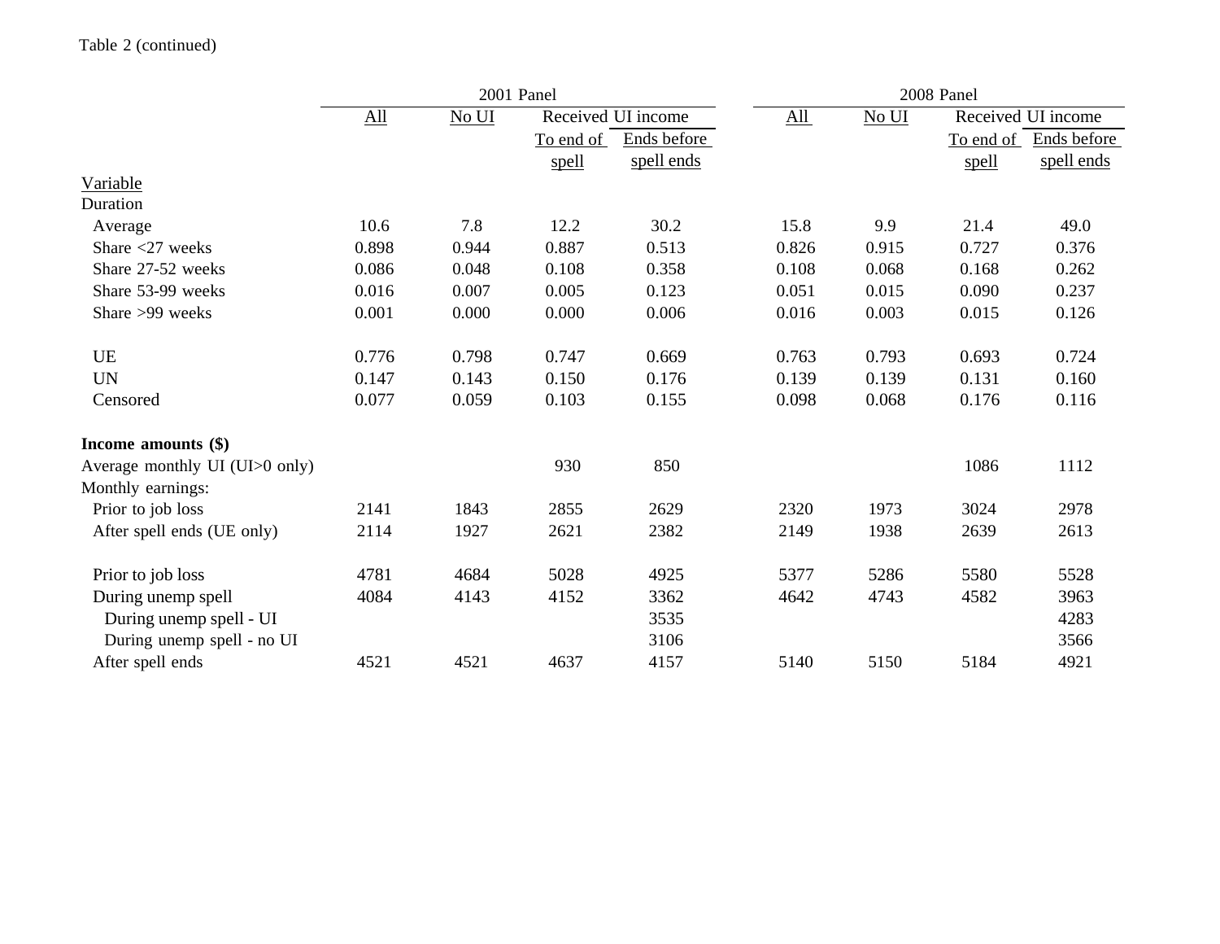Table 2 (continued)

| | 2001 Panel | | | | 2008 Panel | | | |
|---|---|---|---|---|---|---|---|---|
| | All | No UI | Received UI income | | All | No UI | Received UI income | |
| | | | To end of spell | Ends before spell ends | | | To end of spell | Ends before spell ends |
| Variable | | | | | | | | |
| Duration | | | | | | | | |
| Average | 10.6 | 7.8 | 12.2 | 30.2 | 15.8 | 9.9 | 21.4 | 49.0 |
| Share <27 weeks | 0.898 | 0.944 | 0.887 | 0.513 | 0.826 | 0.915 | 0.727 | 0.376 |
| Share 27-52 weeks | 0.086 | 0.048 | 0.108 | 0.358 | 0.108 | 0.068 | 0.168 | 0.262 |
| Share 53-99 weeks | 0.016 | 0.007 | 0.005 | 0.123 | 0.051 | 0.015 | 0.090 | 0.237 |
| Share >99 weeks | 0.001 | 0.000 | 0.000 | 0.006 | 0.016 | 0.003 | 0.015 | 0.126 |
| UE | 0.776 | 0.798 | 0.747 | 0.669 | 0.763 | 0.793 | 0.693 | 0.724 |
| UN | 0.147 | 0.143 | 0.150 | 0.176 | 0.139 | 0.139 | 0.131 | 0.160 |
| Censored | 0.077 | 0.059 | 0.103 | 0.155 | 0.098 | 0.068 | 0.176 | 0.116 |
| **Income amounts ($)** | | | | | | | | |
| Average monthly UI (UI>0 only) | | | 930 | 850 | | | 1086 | 1112 |
| Monthly earnings: | | | | | | | | |
| Prior to job loss | 2141 | 1843 | 2855 | 2629 | 2320 | 1973 | 3024 | 2978 |
| After spell ends (UE only) | 2114 | 1927 | 2621 | 2382 | 2149 | 1938 | 2639 | 2613 |
| Prior to job loss | 4781 | 4684 | 5028 | 4925 | 5377 | 5286 | 5580 | 5528 |
| During unemp spell | 4084 | 4143 | 4152 | 3362 | 4642 | 4743 | 4582 | 3963 |
| During unemp spell - UI | | | | 3535 | | | | 4283 |
| During unemp spell - no UI | | | | 3106 | | | | 3566 |
| After spell ends | 4521 | 4521 | 4637 | 4157 | 5140 | 5150 | 5184 | 4921 |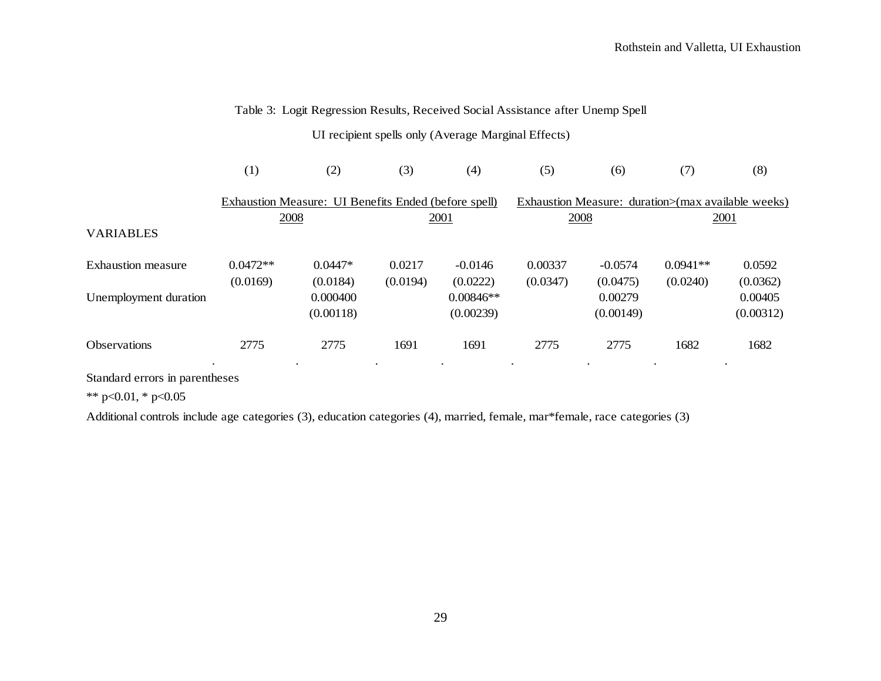Table 3: Logit Regression Results, Received Social Assistance after Unemp Spell

UI recipient spells only (Average Marginal Effects)

| | (1) | (2) | (3) | (4) | (5) | (6) | (7) | (8) |
|---|---|---|---|---|---|---|---|---|
| | Exhaustion Measure: UI Benefits Ended (before spell) | | | | Exhaustion Measure: duration>(max available weeks) | | | |
| | 2008 | | 2001 | | 2008 | | 2001 | |
| VARIABLES | | | | | | | | |
| Exhaustion measure | 0.0472** | 0.0447* | 0.0217 | -0.0146 | 0.00337 | -0.0574 | 0.0941** | 0.0592 |
| | (0.0169) | (0.0184) | (0.0194) | (0.0222) | (0.0347) | (0.0475) | (0.0240) | (0.0362) |
| Unemployment duration | | 0.000400 | | 0.00846** | | 0.00279 | | 0.00405 |
| | | (0.00118) | | (0.00239) | | (0.00149) | | (0.00312) |
| Observations | 2775 | 2775 | 1691 | 1691 | 2775 | 2775 | 1682 | 1682 |

Standard errors in parentheses

** p<0.01, * p<0.05

Additional controls include age categories (3), education categories (4), married, female, mar*female, race categories (3)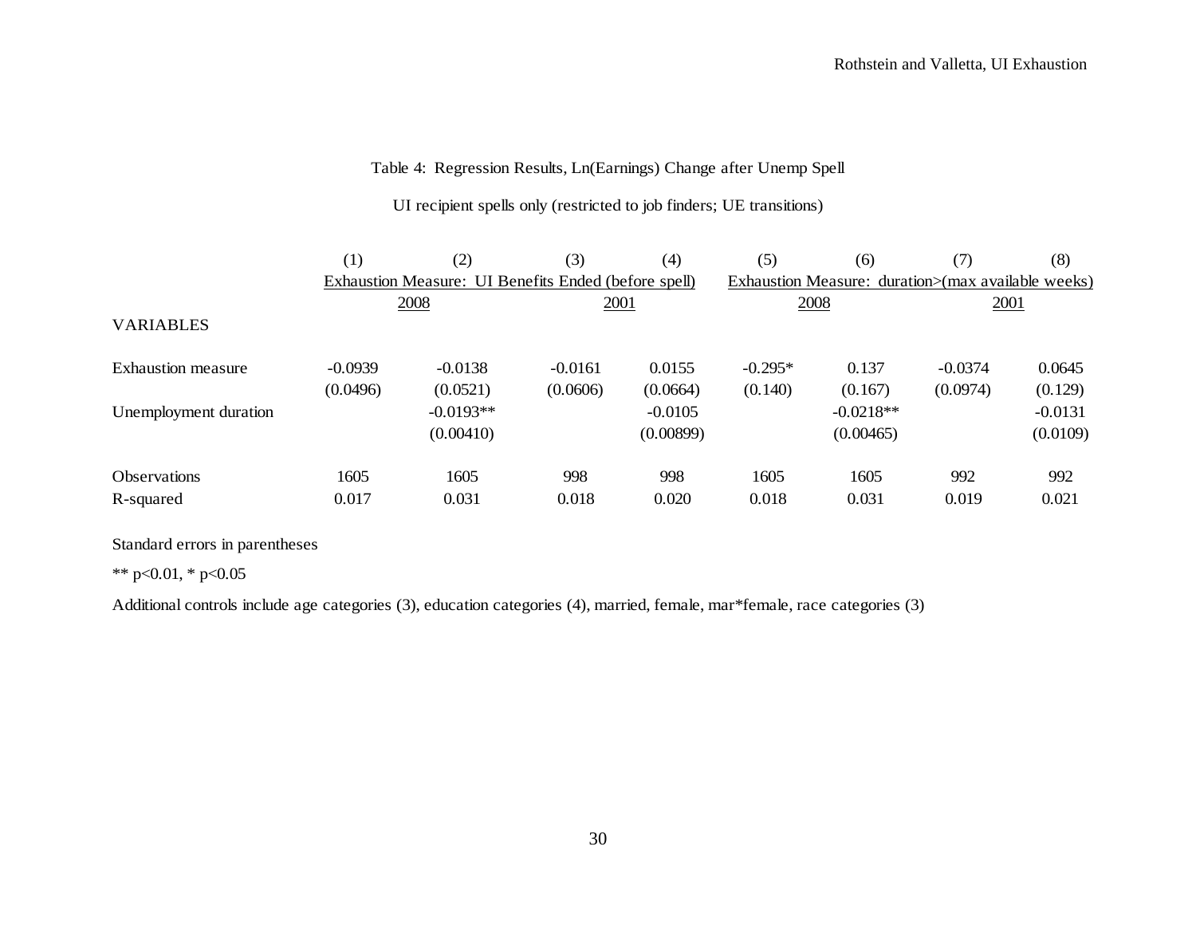Table 4: Regression Results, Ln(Earnings) Change after Unemp Spell

UI recipient spells only (restricted to job finders; UE transitions)

| | (1) | (2) | (3) | (4) | (5) | (6) | (7) | (8) |
|---|---|---|---|---|---|---|---|---|
| | Exhaustion Measure: UI Benefits Ended (before spell) | | | | Exhaustion Measure: duration>(max available weeks) | | | |
| | 2008 | | 2001 | | 2008 | | 2001 | |
| VARIABLES | | | | | | | | |
| Exhaustion measure | -0.0939 | -0.0138 | -0.0161 | 0.0155 | -0.295* | 0.137 | -0.0374 | 0.0645 |
| | (0.0496) | (0.0521) | (0.0606) | (0.0664) | (0.140) | (0.167) | (0.0974) | (0.129) |
| Unemployment duration | | -0.0193** | | -0.0105 | | -0.0218** | | -0.0131 |
| | | (0.00410) | | (0.00899) | | (0.00465) | | (0.0109) |
| Observations | 1605 | 1605 | 998 | 998 | 1605 | 1605 | 992 | 992 |
| R-squared | 0.017 | 0.031 | 0.018 | 0.020 | 0.018 | 0.031 | 0.019 | 0.021 |

Standard errors in parentheses

** p<0.01, * p<0.05

Additional controls include age categories (3), education categories (4), married, female, mar*female, race categories (3)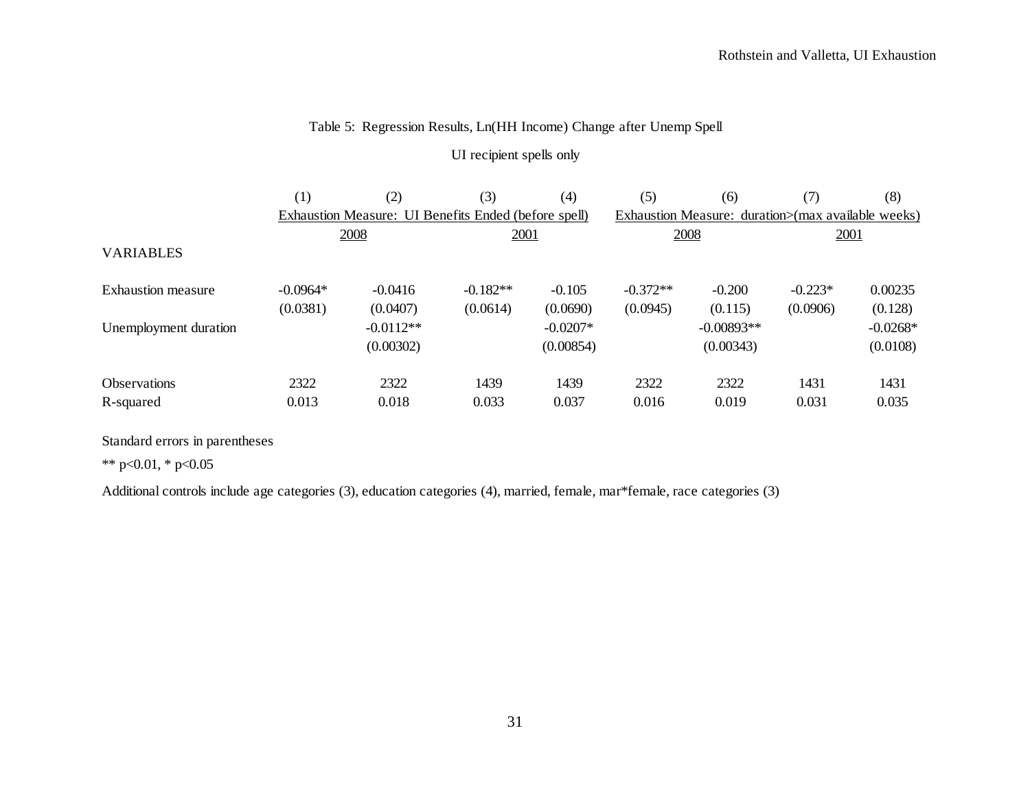Table 5: Regression Results, Ln(HH Income) Change after Unemp Spell

UI recipient spells only

| | (1) | (2) | (3) | (4) | (5) | (6) | (7) | (8) |
|---|---|---|---|---|---|---|---|---|
| | Exhaustion Measure: UI Benefits Ended (before spell) | | | | Exhaustion Measure: duration>(max available weeks) | | | |
| | 2008 | | 2001 | | 2008 | | 2001 | |
| VARIABLES | | | | | | | | |
| Exhaustion measure | -0.0964* | -0.0416 | -0.182** | -0.105 | -0.372** | -0.200 | -0.223* | 0.00235 |
| | (0.0381) | (0.0407) | (0.0614) | (0.0690) | (0.0945) | (0.115) | (0.0906) | (0.128) |
| Unemployment duration | | -0.0112** | | -0.0207* | | -0.00893** | | -0.0268* |
| | | (0.00302) | | (0.00854) | | (0.00343) | | (0.0108) |
| Observations | 2322 | 2322 | 1439 | 1439 | 2322 | 2322 | 1431 | 1431 |
| R-squared | 0.013 | 0.018 | 0.033 | 0.037 | 0.016 | 0.019 | 0.031 | 0.035 |

Standard errors in parentheses

** p<0.01, * p<0.05

Additional controls include age categories (3), education categories (4), married, female, mar*female, race categories (3)